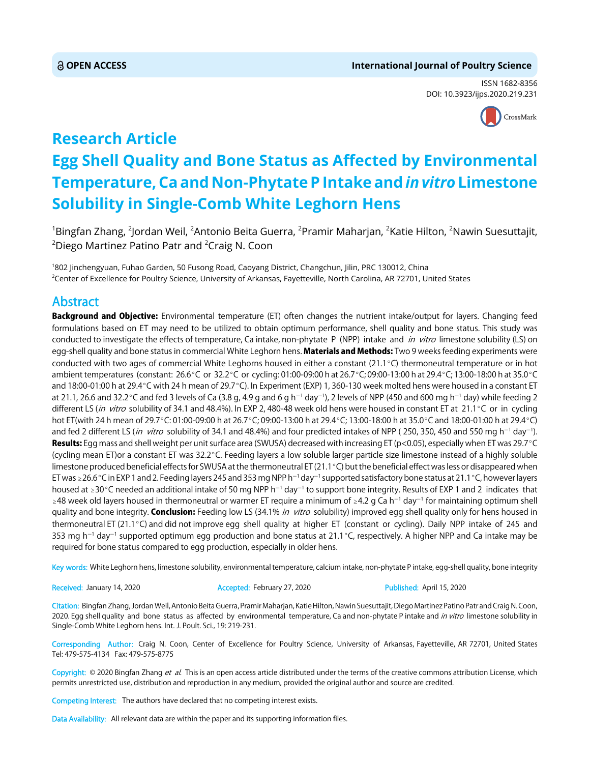OPEN ACCESS

International Journal of Poultry Science

ISSN 1682-8356
DOI: 10.3923/ijps.2020.219.231

# Research Article
# Egg Shell Quality and Bone Status as Affected by Environmental Temperature, Ca and Non-Phytate P Intake and *in vitro* Limestone Solubility in Single-Comb White Leghorn Hens

[1]Bingfan Zhang, [2]Jordan Weil, [2]Antonio Beita Guerra, [2]Pramir Maharjan, [2]Katie Hilton, [2]Nawin Suesuttajit, [2]Diego Martinez Patino Patr and [2]Craig N. Coon

[1]802 Jinchengyuan, Fuhao Garden, 50 Fusong Road, Caoyang District, Changchun, Jilin, PRC 130012, China
[2]Center of Excellence for Poultry Science, University of Arkansas, Fayetteville, North Carolina, AR 72701, United States

## Abstract

**Background and Objective:** Environmental temperature (ET) often changes the nutrient intake/output for layers. Changing feed formulations based on ET may need to be utilized to obtain optimum performance, shell quality and bone status. This study was conducted to investigate the effects of temperature, Ca intake, non-phytate P (NPP) intake and *in vitro* limestone solubility (LS) on egg-shell quality and bone status in commercial White Leghorn hens. **Materials and Methods:** Two 9 weeks feeding experiments were conducted with two ages of commercial White Leghorns housed in either a constant (21.1°C) thermoneutral temperature or in hot ambient temperatures (constant: 26.6°C or 32.2°C or cycling: 01:00-09:00 h at 26.7°C; 09:00-13:00 h at 29.4°C; 13:00-18:00 h at 35.0°C and 18:00-01:00 h at 29.4°C with 24 h mean of 29.7°C). In Experiment (EXP) 1, 360-130 week molted hens were housed in a constant ET at 21.1, 26.6 and 32.2°C and fed 3 levels of Ca (3.8 g, 4.9 g and 6 g $h^{-1}$ $day^{-1}$), 2 levels of NPP (450 and 600 mg $h^{-1}$ day) while feeding 2 different LS (*in vitro* solubility of 34.1 and 48.4%). In EXP 2, 480-48 week old hens were housed in constant ET at 21.1°C or in cycling hot ET(with 24 h mean of 29.7°C: 01:00-09:00 h at 26.7°C; 09:00-13:00 h at 29.4°C; 13:00-18:00 h at 35.0°C and 18:00-01:00 h at 29.4°C) and fed 2 different LS (*in vitro* solubility of 34.1 and 48.4%) and four predicted intakes of NPP ( 250, 350, 450 and 550 mg $h^{-1}$ $day^{-1}$). **Results:** Egg mass and shell weight per unit surface area (SWUSA) decreased with increasing ET ($p<0.05$), especially when ET was 29.7°C (cycling mean ET)or a constant ET was 32.2°C. Feeding layers a low soluble larger particle size limestone instead of a highly soluble limestone produced beneficial effects for SWUSA at the thermoneutral ET (21.1°C) but the beneficial effect was less or disappeared when ET was ≥26.6°C in EXP 1 and 2. Feeding layers 245 and 353 mg NPP $h^{-1}$ $day^{-1}$ supported satisfactory bone status at 21.1°C, however layers housed at ≥30°C needed an additional intake of 50 mg NPP $h^{-1}$ $day^{-1}$ to support bone integrity. Results of EXP 1 and 2 indicates that ≥48 week old layers housed in thermoneutral or warmer ET require a minimum of ≥4.2 g Ca $h^{-1}$ $day^{-1}$ for maintaining optimum shell quality and bone integrity. **Conclusion:** Feeding low LS (34.1% *in vitro* solubility) improved egg shell quality only for hens housed in thermoneutral ET (21.1°C) and did not improve egg shell quality at higher ET (constant or cycling). Daily NPP intake of 245 and 353 mg $h^{-1}$ $day^{-1}$ supported optimum egg production and bone status at 21.1°C, respectively. A higher NPP and Ca intake may be required for bone status compared to egg production, especially in older hens.

**Key words:** White Leghorn hens, limestone solubility, environmental temperature, calcium intake, non-phytate P intake, egg-shell quality, bone integrity

**Received:** January 14, 2020  **Accepted:** February 27, 2020  **Published:** April 15, 2020

**Citation:** Bingfan Zhang, Jordan Weil, Antonio Beita Guerra, Pramir Maharjan, Katie Hilton, Nawin Suesuttajit, Diego Martinez Patino Patr and Craig N. Coon, 2020. Egg shell quality and bone status as affected by environmental temperature, Ca and non-phytate P intake and *in vitro* limestone solubility in Single-Comb White Leghorn hens. Int. J. Poult. Sci., 19: 219-231.

**Corresponding Author:** Craig N. Coon, Center of Excellence for Poultry Science, University of Arkansas, Fayetteville, AR 72701, United States Tel: 479-575-4134 Fax: 479-575-8775

**Copyright:** © 2020 Bingfan Zhang *et al.* This is an open access article distributed under the terms of the creative commons attribution License, which permits unrestricted use, distribution and reproduction in any medium, provided the original author and source are credited.

**Competing Interest:** The authors have declared that no competing interest exists.

**Data Availability:** All relevant data are within the paper and its supporting information files.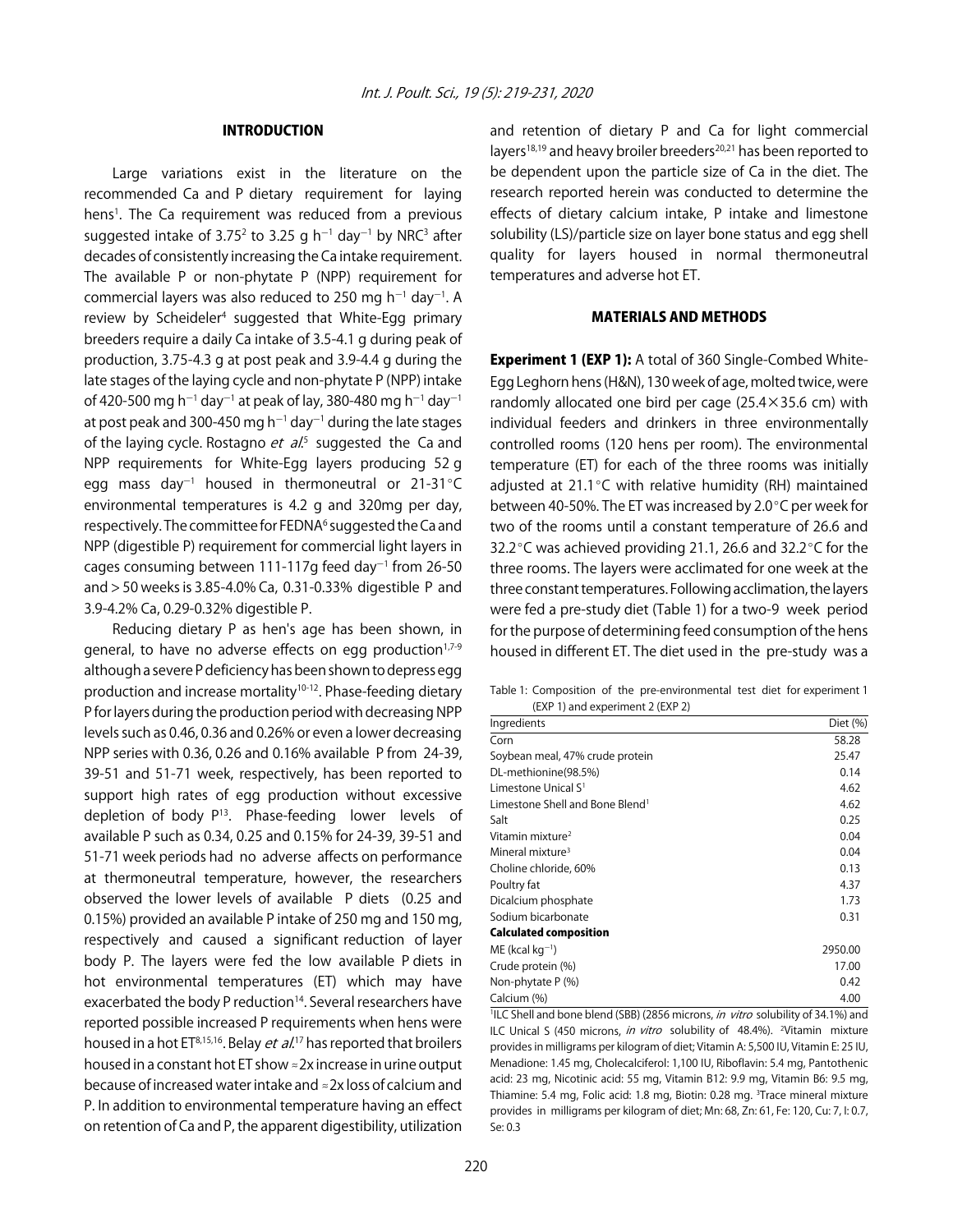## INTRODUCTION

Large variations exist in the literature on the recommended Ca and P dietary requirement for laying hens[1]. The Ca requirement was reduced from a previous suggested intake of 3.75[2] to 3.25 g $h^{-1}$ $day^{-1}$ by NRC[3] after decades of consistently increasing the Ca intake requirement. The available P or non-phytate P (NPP) requirement for commercial layers was also reduced to 250 mg $h^{-1}$ $day^{-1}$. A review by Scheideler[4] suggested that White-Egg primary breeders require a daily Ca intake of 3.5-4.1 g during peak of production, 3.75-4.3 g at post peak and 3.9-4.4 g during the late stages of the laying cycle and non-phytate P (NPP) intake of 420-500 mg $h^{-1}$ $day^{-1}$ at peak of lay, 380-480 mg $h^{-1}$ $day^{-1}$ at post peak and 300-450 mg $h^{-1}$ $day^{-1}$ during the late stages of the laying cycle. Rostagno *et al*.[5] suggested the Ca and NPP requirements for White-Egg layers producing 52 g egg mass $day^{-1}$ housed in thermoneutral or 21-31°C environmental temperatures is 4.2 g and 320mg per day, respectively. The committee for FEDNA[6] suggested the Ca and NPP (digestible P) requirement for commercial light layers in cages consuming between 111-117g feed $day^{-1}$ from 26-50 and > 50 weeks is 3.85-4.0% Ca, 0.31-0.33% digestible P and 3.9-4.2% Ca, 0.29-0.32% digestible P.

Reducing dietary P as hen's age has been shown, in general, to have no adverse effects on egg production[1,7-9] although a severe P deficiency has been shown to depress egg production and increase mortality[10-12]. Phase-feeding dietary P for layers during the production period with decreasing NPP levels such as 0.46, 0.36 and 0.26% or even a lower decreasing NPP series with 0.36, 0.26 and 0.16% available P from 24-39, 39-51 and 51-71 week, respectively, has been reported to support high rates of egg production without excessive depletion of body P[13]. Phase-feeding lower levels of available P such as 0.34, 0.25 and 0.15% for 24-39, 39-51 and 51-71 week periods had no adverse affects on performance at thermoneutral temperature, however, the researchers observed the lower levels of available P diets (0.25 and 0.15%) provided an available P intake of 250 mg and 150 mg, respectively and caused a significant reduction of layer body P. The layers were fed the low available P diets in hot environmental temperatures (ET) which may have exacerbated the body P reduction[14]. Several researchers have reported possible increased P requirements when hens were housed in a hot ET[8,15,16]. Belay *et al*.[17] has reported that broilers housed in a constant hot ET show ≈2x increase in urine output because of increased water intake and ≈2x loss of calcium and P. In addition to environmental temperature having an effect on retention of Ca and P, the apparent digestibility, utilization and retention of dietary P and Ca for light commercial layers[18,19] and heavy broiler breeders[20,21] has been reported to be dependent upon the particle size of Ca in the diet. The research reported herein was conducted to determine the effects of dietary calcium intake, P intake and limestone solubility (LS)/particle size on layer bone status and egg shell quality for layers housed in normal thermoneutral temperatures and adverse hot ET.

## MATERIALS AND METHODS

**Experiment 1 (EXP 1):** A total of 360 Single-Combed White-Egg Leghorn hens (H&N), 130 week of age, molted twice, were randomly allocated one bird per cage (25.4×35.6 cm) with individual feeders and drinkers in three environmentally controlled rooms (120 hens per room). The environmental temperature (ET) for each of the three rooms was initially adjusted at 21.1°C with relative humidity (RH) maintained between 40-50%. The ET was increased by 2.0°C per week for two of the rooms until a constant temperature of 26.6 and 32.2°C was achieved providing 21.1, 26.6 and 32.2°C for the three rooms. The layers were acclimated for one week at the three constant temperatures. Following acclimation, the layers were fed a pre-study diet (Table 1) for a two-9 week period for the purpose of determining feed consumption of the hens housed in different ET. The diet used in the pre-study was a

Table 1: Composition of the pre-environmental test diet for experiment 1 (EXP 1) and experiment 2 (EXP 2)

| Ingredients | Diet (%) |
|---|---|
| Corn | 58.28 |
| Soybean meal, 47% crude protein | 25.47 |
| DL-methionine(98.5%) | 0.14 |
| Limestone Unical S[1] | 4.62 |
| Limestone Shell and Bone Blend[1] | 4.62 |
| Salt | 0.25 |
| Vitamin mixture[2] | 0.04 |
| Mineral mixture[3] | 0.04 |
| Choline chloride, 60% | 0.13 |
| Poultry fat | 4.37 |
| Dicalcium phosphate | 1.73 |
| Sodium bicarbonate | 0.31 |
| **Calculated composition** | |
| ME (kcal $kg^{-1}$) | 2950.00 |
| Crude protein (%) | 17.00 |
| Non-phytate P (%) | 0.42 |
| Calcium (%) | 4.00 |

[1]ILC Shell and bone blend (SBB) (2856 microns, *in vitro* solubility of 34.1%) and ILC Unical S (450 microns, *in vitro* solubility of 48.4%). [2]Vitamin mixture provides in milligrams per kilogram of diet; Vitamin A: 5,500 IU, Vitamin E: 25 IU, Menadione: 1.45 mg, Cholecalciferol: 1,100 IU, Riboflavin: 5.4 mg, Pantothenic acid: 23 mg, Nicotinic acid: 55 mg, Vitamin B12: 9.9 mg, Vitamin B6: 9.5 mg, Thiamine: 5.4 mg, Folic acid: 1.8 mg, Biotin: 0.28 mg. [3]Trace mineral mixture provides in milligrams per kilogram of diet; Mn: 68, Zn: 61, Fe: 120, Cu: 7, I: 0.7, Se: 0.3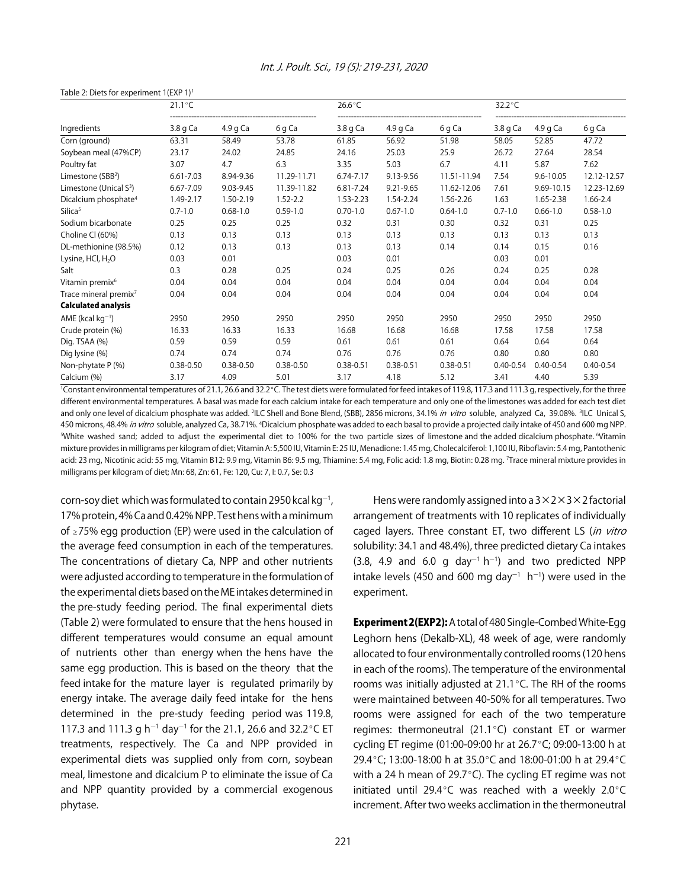Table 2: Diets for experiment 1(EXP 1)[1]

| Ingredients | 21.1°C | | | 26.6°C | | | 32.2°C | | |
|---|---|---|---|---|---|---|---|---|---|
| | 3.8 g Ca | 4.9 g Ca | 6 g Ca | 3.8 g Ca | 4.9 g Ca | 6 g Ca | 3.8 g Ca | 4.9 g Ca | 6 g Ca |
| Corn (ground) | 63.31 | 58.49 | 53.78 | 61.85 | 56.92 | 51.98 | 58.05 | 52.85 | 47.72 |
| Soybean meal (47%CP) | 23.17 | 24.02 | 24.85 | 24.16 | 25.03 | 25.9 | 26.72 | 27.64 | 28.54 |
| Poultry fat | 3.07 | 4.7 | 6.3 | 3.35 | 5.03 | 6.7 | 4.11 | 5.87 | 7.62 |
| Limestone (SBB[2]) | 6.61-7.03 | 8.94-9.36 | 11.29-11.71 | 6.74-7.17 | 9.13-9.56 | 11.51-11.94 | 7.54 | 9.6-10.05 | 12.12-12.57 |
| Limestone (Unical S[3]) | 6.67-7.09 | 9.03-9.45 | 11.39-11.82 | 6.81-7.24 | 9.21-9.65 | 11.62-12.06 | 7.61 | 9.69-10.15 | 12.23-12.69 |
| Dicalcium phosphate[4] | 1.49-2.17 | 1.50-2.19 | 1.52-2.2 | 1.53-2.23 | 1.54-2.24 | 1.56-2.26 | 1.63 | 1.65-2.38 | 1.66-2.4 |
| Silica[5] | 0.7-1.0 | 0.68-1.0 | 0.59-1.0 | 0.70-1.0 | 0.67-1.0 | 0.64-1.0 | 0.7-1.0 | 0.66-1.0 | 0.58-1.0 |
| Sodium bicarbonate | 0.25 | 0.25 | 0.25 | 0.32 | 0.31 | 0.30 | 0.32 | 0.31 | 0.25 |
| Choline Cl (60%) | 0.13 | 0.13 | 0.13 | 0.13 | 0.13 | 0.13 | 0.13 | 0.13 | 0.13 |
| DL-methionine (98.5%) | 0.12 | 0.13 | 0.13 | 0.13 | 0.13 | 0.14 | 0.14 | 0.15 | 0.16 |
| Lysine, HCl, $H_2O$ | 0.03 | 0.01 | | 0.03 | 0.01 | | 0.03 | 0.01 | |
| Salt | 0.3 | 0.28 | 0.25 | 0.24 | 0.25 | 0.26 | 0.24 | 0.25 | 0.28 |
| Vitamin premix[6] | 0.04 | 0.04 | 0.04 | 0.04 | 0.04 | 0.04 | 0.04 | 0.04 | 0.04 |
| Trace mineral premix[7] | 0.04 | 0.04 | 0.04 | 0.04 | 0.04 | 0.04 | 0.04 | 0.04 | 0.04 |
| **Calculated analysis** | | | | | | | | | |
| AME (kcal $kg^{-1}$) | 2950 | 2950 | 2950 | 2950 | 2950 | 2950 | 2950 | 2950 | 2950 |
| Crude protein (%) | 16.33 | 16.33 | 16.33 | 16.68 | 16.68 | 16.68 | 17.58 | 17.58 | 17.58 |
| Dig. TSAA (%) | 0.59 | 0.59 | 0.59 | 0.61 | 0.61 | 0.61 | 0.64 | 0.64 | 0.64 |
| Dig lysine (%) | 0.74 | 0.74 | 0.74 | 0.76 | 0.76 | 0.76 | 0.80 | 0.80 | 0.80 |
| Non-phytate P (%) | 0.38-0.50 | 0.38-0.50 | 0.38-0.50 | 0.38-0.51 | 0.38-0.51 | 0.38-0.51 | 0.40-0.54 | 0.40-0.54 | 0.40-0.54 |
| Calcium (%) | 3.17 | 4.09 | 5.01 | 3.17 | 4.18 | 5.12 | 3.41 | 4.40 | 5.39 |

[1]Constant environmental temperatures of 21.1, 26.6 and 32.2°C. The test diets were formulated for feed intakes of 119.8, 117.3 and 111.3 g, respectively, for the three different environmental temperatures. A basal was made for each calcium intake for each temperature and only one of the limestones was added for each test diet and only one level of dicalcium phosphate was added. [2]ILC Shell and Bone Blend, (SBB), 2856 microns, 34.1% *in vitro* soluble, analyzed Ca, 39.08%. [3]ILC Unical S, 450 microns, 48.4% *in vitro* soluble, analyzed Ca, 38.71%. [4]Dicalcium phosphate was added to each basal to provide a projected daily intake of 450 and 600 mg NPP. [5]White washed sand; added to adjust the experimental diet to 100% for the two particle sizes of limestone and the added dicalcium phosphate. [6]Vitamin mixture provides in milligrams per kilogram of diet; Vitamin A: 5,500 IU, Vitamin E: 25 IU, Menadione: 1.45 mg, Cholecalciferol: 1,100 IU, Riboflavin: 5.4 mg, Pantothenic acid: 23 mg, Nicotinic acid: 55 mg, Vitamin B12: 9.9 mg, Vitamin B6: 9.5 mg, Thiamine: 5.4 mg, Folic acid: 1.8 mg, Biotin: 0.28 mg. [7]Trace mineral mixture provides in milligrams per kilogram of diet; Mn: 68, Zn: 61, Fe: 120, Cu: 7, I: 0.7, Se: 0.3

corn-soy diet which was formulated to contain 2950 kcal $kg^{-1}$, 17% protein, 4% Ca and 0.42% NPP. Test hens with a minimum of ≥75% egg production (EP) were used in the calculation of the average feed consumption in each of the temperatures. The concentrations of dietary Ca, NPP and other nutrients were adjusted according to temperature in the formulation of the experimental diets based on the ME intakes determined in the pre-study feeding period. The final experimental diets (Table 2) were formulated to ensure that the hens housed in different temperatures would consume an equal amount of nutrients other than energy when the hens have the same egg production. This is based on the theory that the feed intake for the mature layer is regulated primarily by energy intake. The average daily feed intake for the hens determined in the pre-study feeding period was 119.8, 117.3 and 111.3 g $h^{-1}$ $day^{-1}$ for the 21.1, 26.6 and 32.2°C ET treatments, respectively. The Ca and NPP provided in experimental diets was supplied only from corn, soybean meal, limestone and dicalcium P to eliminate the issue of Ca and NPP quantity provided by a commercial exogenous phytase.

Hens were randomly assigned into a 3×2×3×2 factorial arrangement of treatments with 10 replicates of individually caged layers. Three constant ET, two different LS (*in vitro* solubility: 34.1 and 48.4%), three predicted dietary Ca intakes (3.8, 4.9 and 6.0 g $day^{-1}$ $h^{-1}$) and two predicted NPP intake levels (450 and 600 mg $day^{-1}$ $h^{-1}$) were used in the experiment.

**Experiment 2 (EXP2):** A total of 480 Single-Combed White-Egg Leghorn hens (Dekalb-XL), 48 week of age, were randomly allocated to four environmentally controlled rooms (120 hens in each of the rooms). The temperature of the environmental rooms was initially adjusted at 21.1°C. The RH of the rooms were maintained between 40-50% for all temperatures. Two rooms were assigned for each of the two temperature regimes: thermoneutral (21.1°C) constant ET or warmer cycling ET regime (01:00-09:00 hr at 26.7°C; 09:00-13:00 h at 29.4°C; 13:00-18:00 h at 35.0°C and 18:00-01:00 h at 29.4°C with a 24 h mean of 29.7°C). The cycling ET regime was not initiated until 29.4°C was reached with a weekly 2.0°C increment. After two weeks acclimation in the thermoneutral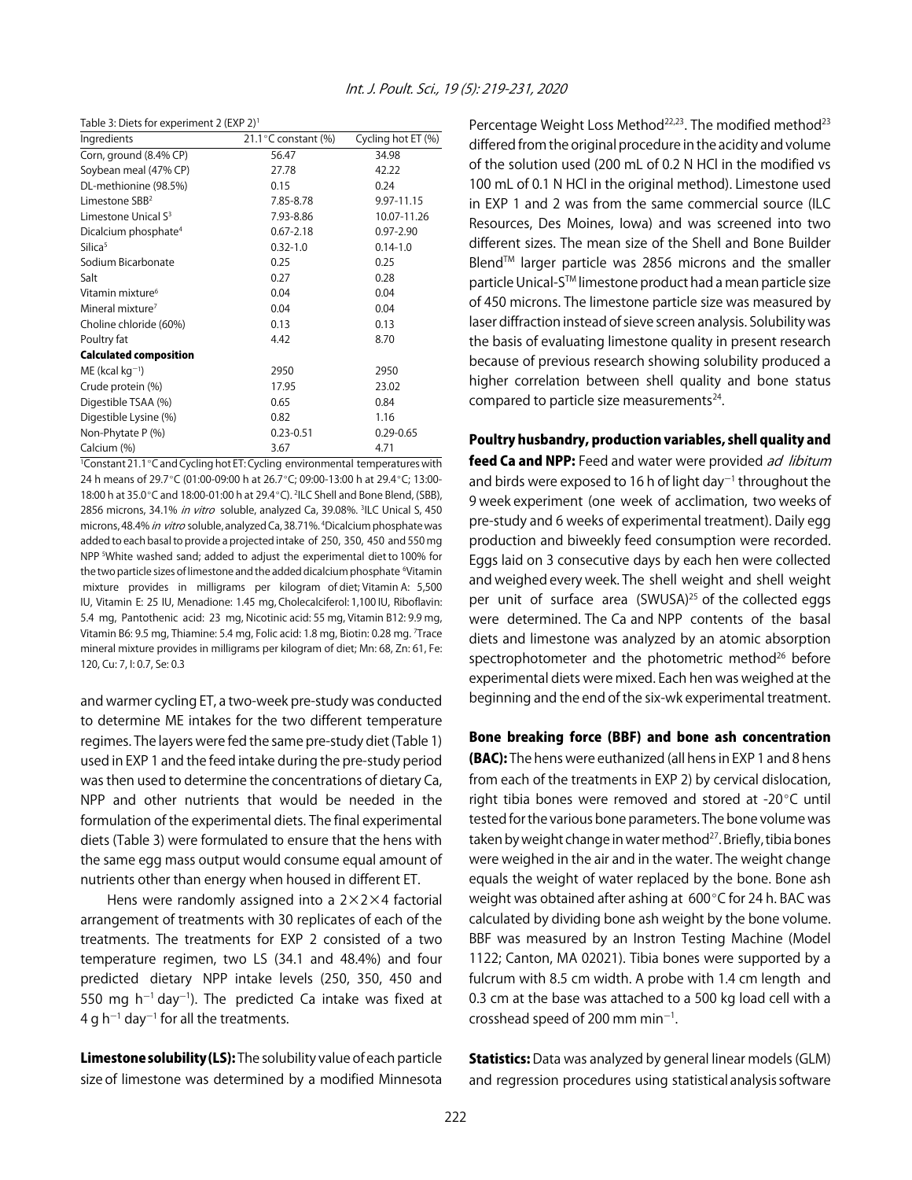Table 3: Diets for experiment 2 (EXP 2)[1]

| Ingredients | 21.1°C constant (%) | Cycling hot ET (%) |
|---|---|---|
| Corn, ground (8.4% CP) | 56.47 | 34.98 |
| Soybean meal (47% CP) | 27.78 | 42.22 |
| DL-methionine (98.5%) | 0.15 | 0.24 |
| Limestone SBB[2] | 7.85-8.78 | 9.97-11.15 |
| Limestone Unical S[3] | 7.93-8.86 | 10.07-11.26 |
| Dicalcium phosphate[4] | 0.67-2.18 | 0.97-2.90 |
| Silica[5] | 0.32-1.0 | 0.14-1.0 |
| Sodium Bicarbonate | 0.25 | 0.25 |
| Salt | 0.27 | 0.28 |
| Vitamin mixture[6] | 0.04 | 0.04 |
| Mineral mixture[7] | 0.04 | 0.04 |
| Choline chloride (60%) | 0.13 | 0.13 |
| Poultry fat | 4.42 | 8.70 |
| **Calculated composition** | | |
| ME (kcal $kg^{-1}$) | 2950 | 2950 |
| Crude protein (%) | 17.95 | 23.02 |
| Digestible TSAA (%) | 0.65 | 0.84 |
| Digestible Lysine (%) | 0.82 | 1.16 |
| Non-Phytate P (%) | 0.23-0.51 | 0.29-0.65 |
| Calcium (%) | 3.67 | 4.71 |

[1]Constant 21.1°C and Cycling hot ET: Cycling environmental temperatures with 24 h means of 29.7°C (01:00-09:00 h at 26.7°C; 09:00-13:00 h at 29.4°C; 13:00-18:00 h at 35.0°C and 18:00-01:00 h at 29.4°C). [2]ILC Shell and Bone Blend, (SBB), 2856 microns, 34.1% *in vitro* soluble, analyzed Ca, 39.08%. [3]ILC Unical S, 450 microns, 48.4% *in vitro* soluble, analyzed Ca, 38.71%. [4]Dicalcium phosphate was added to each basal to provide a projected intake of 250, 350, 450 and 550 mg NPP [5]White washed sand; added to adjust the experimental diet to 100% for the two particle sizes of limestone and the added dicalcium phosphate [6]Vitamin mixture provides in milligrams per kilogram of diet; Vitamin A: 5,500 IU, Vitamin E: 25 IU, Menadione: 1.45 mg, Cholecalciferol: 1,100 IU, Riboflavin: 5.4 mg, Pantothenic acid: 23 mg, Nicotinic acid: 55 mg, Vitamin B12: 9.9 mg, Vitamin B6: 9.5 mg, Thiamine: 5.4 mg, Folic acid: 1.8 mg, Biotin: 0.28 mg. [7]Trace mineral mixture provides in milligrams per kilogram of diet; Mn: 68, Zn: 61, Fe: 120, Cu: 7, I: 0.7, Se: 0.3

and warmer cycling ET, a two-week pre-study was conducted to determine ME intakes for the two different temperature regimes. The layers were fed the same pre-study diet (Table 1) used in EXP 1 and the feed intake during the pre-study period was then used to determine the concentrations of dietary Ca, NPP and other nutrients that would be needed in the formulation of the experimental diets. The final experimental diets (Table 3) were formulated to ensure that the hens with the same egg mass output would consume equal amount of nutrients other than energy when housed in different ET.

Hens were randomly assigned into a 2×2×4 factorial arrangement of treatments with 30 replicates of each of the treatments. The treatments for EXP 2 consisted of a two temperature regimen, two LS (34.1 and 48.4%) and four predicted dietary NPP intake levels (250, 350, 450 and 550 mg $h^{-1}$ $day^{-1}$). The predicted Ca intake was fixed at 4 g $h^{-1}$ $day^{-1}$ for all the treatments.

**Limestone solubility (LS):** The solubility value of each particle size of limestone was determined by a modified Minnesota Percentage Weight Loss Method[22,23]. The modified method[23] differed from the original procedure in the acidity and volume of the solution used (200 mL of 0.2 N HCl in the modified vs 100 mL of 0.1 N HCl in the original method). Limestone used in EXP 1 and 2 was from the same commercial source (ILC Resources, Des Moines, Iowa) and was screened into two different sizes. The mean size of the Shell and Bone Builder Blend™ larger particle was 2856 microns and the smaller particle Unical-S™ limestone product had a mean particle size of 450 microns. The limestone particle size was measured by laser diffraction instead of sieve screen analysis. Solubility was the basis of evaluating limestone quality in present research because of previous research showing solubility produced a higher correlation between shell quality and bone status compared to particle size measurements[24].

**Poultry husbandry, production variables, shell quality and feed Ca and NPP:** Feed and water were provided *ad libitum* and birds were exposed to 16 h of light $day^{-1}$ throughout the 9 week experiment (one week of acclimation, two weeks of pre-study and 6 weeks of experimental treatment). Daily egg production and biweekly feed consumption were recorded. Eggs laid on 3 consecutive days by each hen were collected and weighed every week. The shell weight and shell weight per unit of surface area (SWUSA)[25] of the collected eggs were determined. The Ca and NPP contents of the basal diets and limestone was analyzed by an atomic absorption spectrophotometer and the photometric method[26] before experimental diets were mixed. Each hen was weighed at the beginning and the end of the six-wk experimental treatment.

**Bone breaking force (BBF) and bone ash concentration (BAC):** The hens were euthanized (all hens in EXP 1 and 8 hens from each of the treatments in EXP 2) by cervical dislocation, right tibia bones were removed and stored at -20°C until tested for the various bone parameters. The bone volume was taken by weight change in water method[27]. Briefly, tibia bones were weighed in the air and in the water. The weight change equals the weight of water replaced by the bone. Bone ash weight was obtained after ashing at 600°C for 24 h. BAC was calculated by dividing bone ash weight by the bone volume. BBF was measured by an Instron Testing Machine (Model 1122; Canton, MA 02021). Tibia bones were supported by a fulcrum with 8.5 cm width. A probe with 1.4 cm length and 0.3 cm at the base was attached to a 500 kg load cell with a crosshead speed of 200 mm $min^{-1}$.

**Statistics:** Data was analyzed by general linear models (GLM) and regression procedures using statistical analysis software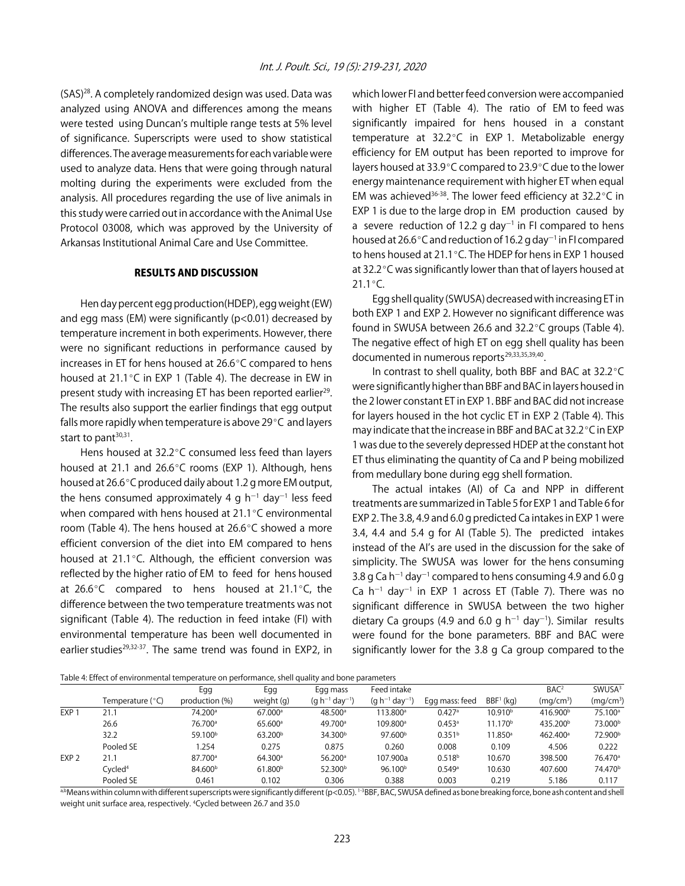(SAS)[28]. A completely randomized design was used. Data was analyzed using ANOVA and differences among the means were tested using Duncan's multiple range tests at 5% level of significance. Superscripts were used to show statistical differences. The average measurements for each variable were used to analyze data. Hens that were going through natural molting during the experiments were excluded from the analysis. All procedures regarding the use of live animals in this study were carried out in accordance with the Animal Use Protocol 03008, which was approved by the University of Arkansas Institutional Animal Care and Use Committee.

## RESULTS AND DISCUSSION

Hen day percent egg production(HDEP), egg weight (EW) and egg mass (EM) were significantly ($p<0.01$) decreased by temperature increment in both experiments. However, there were no significant reductions in performance caused by increases in ET for hens housed at 26.6°C compared to hens housed at 21.1°C in EXP 1 (Table 4). The decrease in EW in present study with increasing ET has been reported earlier[29]. The results also support the earlier findings that egg output falls more rapidly when temperature is above 29°C and layers start to pant[30,31].

Hens housed at 32.2°C consumed less feed than layers housed at 21.1 and 26.6°C rooms (EXP 1). Although, hens housed at 26.6°C produced daily about 1.2 g more EM output, the hens consumed approximately 4 g $h^{-1}$ $day^{-1}$ less feed when compared with hens housed at 21.1°C environmental room (Table 4). The hens housed at 26.6°C showed a more efficient conversion of the diet into EM compared to hens housed at 21.1°C. Although, the efficient conversion was reflected by the higher ratio of EM to feed for hens housed at 26.6°C compared to hens housed at 21.1°C, the difference between the two temperature treatments was not significant (Table 4). The reduction in feed intake (FI) with environmental temperature has been well documented in earlier studies[29,32-37]. The same trend was found in EXP2, in which lower FI and better feed conversion were accompanied with higher ET (Table 4). The ratio of EM to feed was significantly impaired for hens housed in a constant temperature at 32.2°C in EXP 1. Metabolizable energy efficiency for EM output has been reported to improve for layers housed at 33.9°C compared to 23.9°C due to the lower energy maintenance requirement with higher ET when equal EM was achieved[36-38]. The lower feed efficiency at 32.2°C in EXP 1 is due to the large drop in EM production caused by a severe reduction of 12.2 g $day^{-1}$ in FI compared to hens housed at 26.6°C and reduction of 16.2 g $day^{-1}$ in FI compared to hens housed at 21.1°C. The HDEP for hens in EXP 1 housed at 32.2°C was significantly lower than that of layers housed at 21.1°C.

Egg shell quality (SWUSA) decreased with increasing ET in both EXP 1 and EXP 2. However no significant difference was found in SWUSA between 26.6 and 32.2°C groups (Table 4). The negative effect of high ET on egg shell quality has been documented in numerous reports[29,33,35,39,40].

In contrast to shell quality, both BBF and BAC at 32.2°C were significantly higher than BBF and BAC in layers housed in the 2 lower constant ET in EXP 1. BBF and BAC did not increase for layers housed in the hot cyclic ET in EXP 2 (Table 4). This may indicate that the increase in BBF and BAC at 32.2°C in EXP 1 was due to the severely depressed HDEP at the constant hot ET thus eliminating the quantity of Ca and P being mobilized from medullary bone during egg shell formation.

The actual intakes (AI) of Ca and NPP in different treatments are summarized in Table 5 for EXP 1 and Table 6 for EXP 2. The 3.8, 4.9 and 6.0 g predicted Ca intakes in EXP 1 were 3.4, 4.4 and 5.4 g for AI (Table 5). The predicted intakes instead of the AI's are used in the discussion for the sake of simplicity. The SWUSA was lower for the hens consuming 3.8 g Ca $h^{-1}$ $day^{-1}$ compared to hens consuming 4.9 and 6.0 g Ca $h^{-1}$ $day^{-1}$ in EXP 1 across ET (Table 7). There was no significant difference in SWUSA between the two higher dietary Ca groups (4.9 and 6.0 g $h^{-1}$ $day^{-1}$). Similar results were found for the bone parameters. BBF and BAC were significantly lower for the 3.8 g Ca group compared to the

Table 4: Effect of environmental temperature on performance, shell quality and bone parameters

| | Temperature (°C) | Egg production (%) | Egg weight (g) | Egg mass ($g\ h^{-1}\ day^{-1}$) | Feed intake ($g\ h^{-1}\ day^{-1}$) | Egg mass: feed | BBF[1] (kg) | BAC[2] ($mg/cm^3$) | SWUSA[3] ($mg/cm^2$) |
|---|---|---|---|---|---|---|---|---|---|
| EXP 1 | 21.1 | 74.200[a] | 67.000[a] | 48.500[a] | 113.800[a] | 0.427[a] | 10.910[b] | 416.900[b] | 75.100[a] |
| | 26.6 | 76.700[a] | 65.600[a] | 49.700[a] | 109.800[a] | 0.453[a] | 11.170[b] | 435.200[b] | 73.000[b] |
| | 32.2 | 59.100[b] | 63.200[b] | 34.300[b] | 97.600[b] | 0.351[b] | 11.850[a] | 462.400[a] | 72.900[b] |
| | Pooled SE | 1.254 | 0.275 | 0.875 | 0.260 | 0.008 | 0.109 | 4.506 | 0.222 |
| EXP 2 | 21.1 | 87.700[a] | 64.300[a] | 56.200[a] | 107.900a | 0.518[b] | 10.670 | 398.500 | 76.470[a] |
| | Cycled[4] | 84.600[b] | 61.800[b] | 52.300[b] | 96.100[b] | 0.549[a] | 10.630 | 407.600 | 74.470[b] |
| | Pooled SE | 0.461 | 0.102 | 0.306 | 0.388 | 0.003 | 0.219 | 5.186 | 0.117 |

[a,b]Means within column with different superscripts were significantly different ($p<0.05$). [1-3]BBF, BAC, SWUSA defined as bone breaking force, bone ash content and shell weight unit surface area, respectively. [4]Cycled between 26.7 and 35.0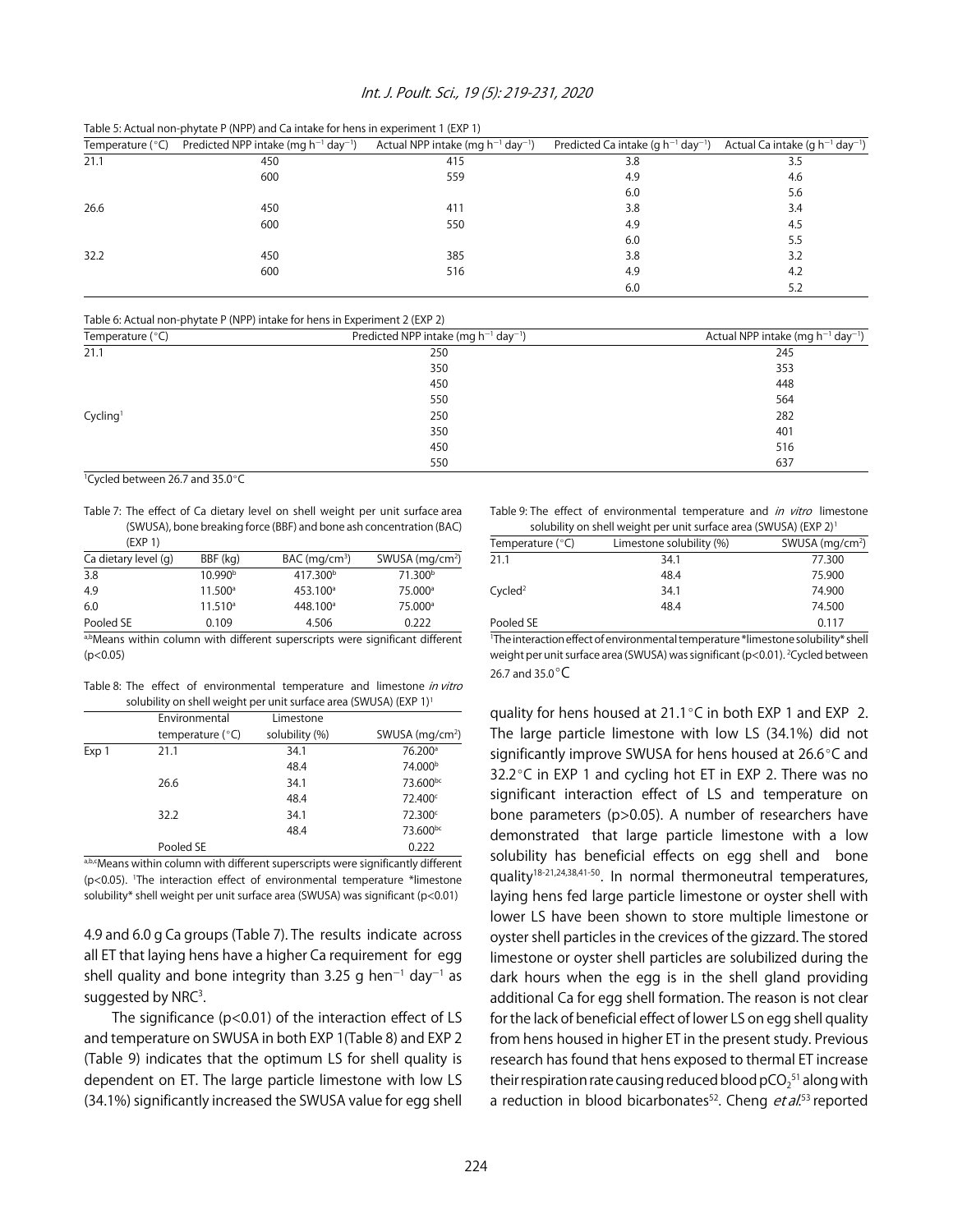Table 5: Actual non-phytate P (NPP) and Ca intake for hens in experiment 1 (EXP 1)

| Temperature (°C) | Predicted NPP intake (mg $h^{-1}$ $day^{-1}$) | Actual NPP intake (mg $h^{-1}$ $day^{-1}$) | Predicted Ca intake (g $h^{-1}$ $day^{-1}$) | Actual Ca intake (g $h^{-1}$ $day^{-1}$) |
|---|---|---|---|---|
| 21.1 | 450 | 415 | 3.8 | 3.5 |
| | 600 | 559 | 4.9 | 4.6 |
| | | | 6.0 | 5.6 |
| 26.6 | 450 | 411 | 3.8 | 3.4 |
| | 600 | 550 | 4.9 | 4.5 |
| | | | 6.0 | 5.5 |
| 32.2 | 450 | 385 | 3.8 | 3.2 |
| | 600 | 516 | 4.9 | 4.2 |
| | | | 6.0 | 5.2 |

Table 6: Actual non-phytate P (NPP) intake for hens in Experiment 2 (EXP 2)

| Temperature (°C) | Predicted NPP intake (mg $h^{-1}$ $day^{-1}$) | Actual NPP intake (mg $h^{-1}$ $day^{-1}$) |
|---|---|---|
| 21.1 | 250 | 245 |
| | 350 | 353 |
| | 450 | 448 |
| | 550 | 564 |
| Cycling[1] | 250 | 282 |
| | 350 | 401 |
| | 450 | 516 |
| | 550 | 637 |

[1]Cycled between 26.7 and 35.0°C

Table 7: The effect of Ca dietary level on shell weight per unit surface area (SWUSA), bone breaking force (BBF) and bone ash concentration (BAC) (EXP 1)

| Ca dietary level (g) | BBF (kg) | BAC (mg/cm$^3$) | SWUSA (mg/cm$^2$) |
|---|---|---|---|
| 3.8 | 10.990[b] | 417.300[b] | 71.300[b] |
| 4.9 | 11.500[a] | 453.100[a] | 75.000[a] |
| 6.0 | 11.510[a] | 448.100[a] | 75.000[a] |
| Pooled SE | 0.109 | 4.506 | 0.222 |

[a,b]Means within column with different superscripts were significant different ($p<0.05$)

Table 8: The effect of environmental temperature and limestone *in vitro* solubility on shell weight per unit surface area (SWUSA) (EXP 1)[1]

| | Environmental temperature (°C) | Limestone solubility (%) | SWUSA (mg/cm$^2$) |
|---|---|---|---|
| Exp 1 | 21.1 | 34.1 | 76.200[a] |
| | | 48.4 | 74.000[b] |
| | 26.6 | 34.1 | 73.600[bc] |
| | | 48.4 | 72.400[c] |
| | 32.2 | 34.1 | 72.300[c] |
| | | 48.4 | 73.600[bc] |
| | Pooled SE | | 0.222 |

[a,b,c]Means within column with different superscripts were significantly different ($p<0.05$). [1]The interaction effect of environmental temperature *limestone solubility* shell weight per unit surface area (SWUSA) was significant ($p<0.01$)

Table 9: The effect of environmental temperature and *in vitro* limestone solubility on shell weight per unit surface area (SWUSA) (EXP 2)[1]

| Temperature (°C) | Limestone solubility (%) | SWUSA (mg/cm$^2$) |
|---|---|---|
| 21.1 | 34.1 | 77.300 |
| | 48.4 | 75.900 |
| Cycled[2] | 34.1 | 74.900 |
| | 48.4 | 74.500 |
| Pooled SE | | 0.117 |

[1]The interaction effect of environmental temperature *limestone solubility* shell weight per unit surface area (SWUSA) was significant ($p<0.01$). [2]Cycled between 26.7 and 35.0°C

4.9 and 6.0 g Ca groups (Table 7). The results indicate across all ET that laying hens have a higher Ca requirement for egg shell quality and bone integrity than 3.25 g $hen^{-1}$ $day^{-1}$ as suggested by NRC[3].

The significance ($p<0.01$) of the interaction effect of LS and temperature on SWUSA in both EXP 1(Table 8) and EXP 2 (Table 9) indicates that the optimum LS for shell quality is dependent on ET. The large particle limestone with low LS (34.1%) significantly increased the SWUSA value for egg shell quality for hens housed at 21.1°C in both EXP 1 and EXP 2. The large particle limestone with low LS (34.1%) did not significantly improve SWUSA for hens housed at 26.6°C and 32.2°C in EXP 1 and cycling hot ET in EXP 2. There was no significant interaction effect of LS and temperature on bone parameters ($p>0.05$). A number of researchers have demonstrated that large particle limestone with a low solubility has beneficial effects on egg shell and bone quality[18-21,24,38,41-50]. In normal thermoneutral temperatures, laying hens fed large particle limestone or oyster shell with lower LS have been shown to store multiple limestone or oyster shell particles in the crevices of the gizzard. The stored limestone or oyster shell particles are solubilized during the dark hours when the egg is in the shell gland providing additional Ca for egg shell formation. The reason is not clear for the lack of beneficial effect of lower LS on egg shell quality from hens housed in higher ET in the present study. Previous research has found that hens exposed to thermal ET increase their respiration rate causing reduced blood $pCO_2$[51] along with a reduction in blood bicarbonates[52]. Cheng *et al.*[53] reported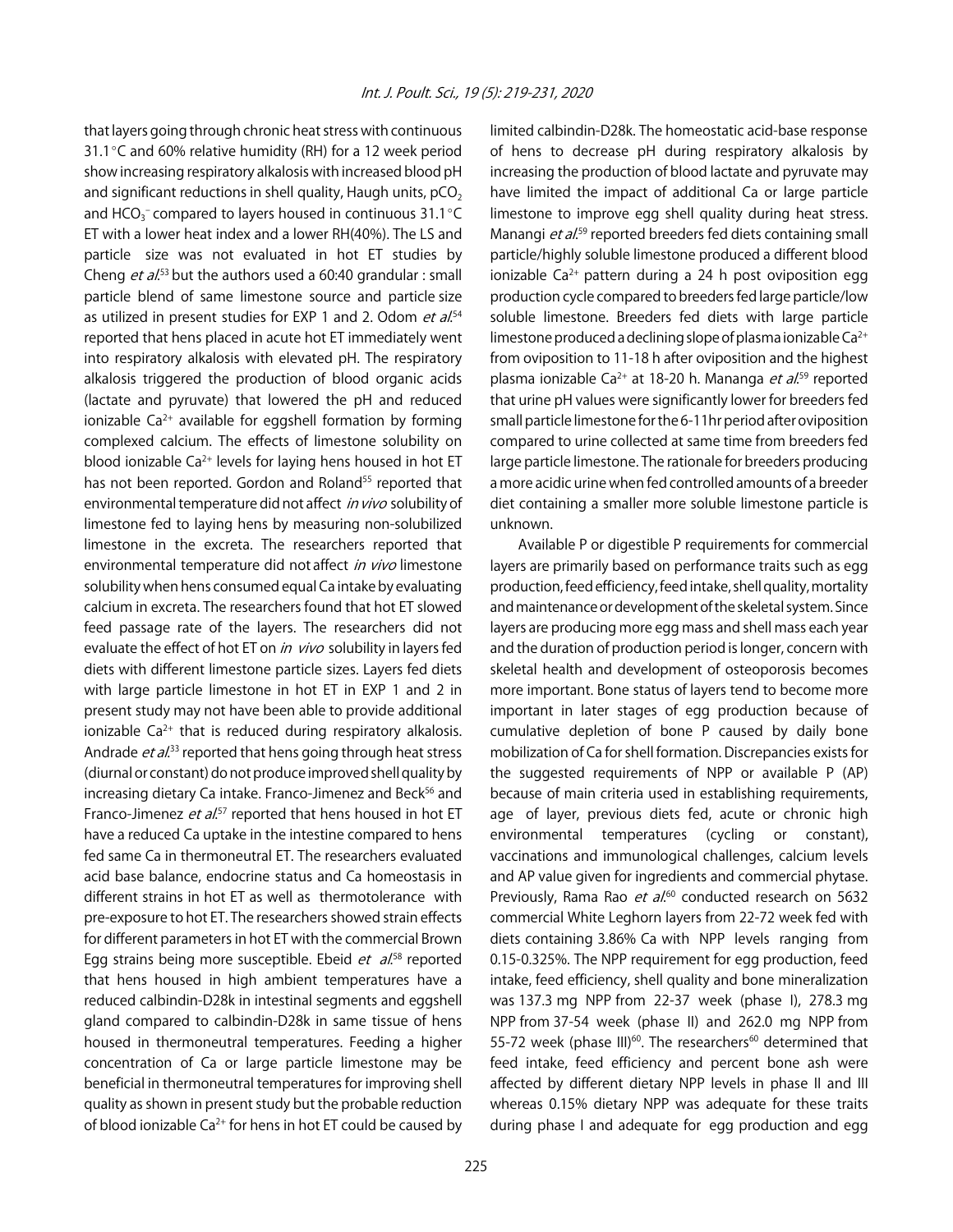that layers going through chronic heat stress with continuous 31.1°C and 60% relative humidity (RH) for a 12 week period show increasing respiratory alkalosis with increased blood pH and significant reductions in shell quality, Haugh units, $pCO_2$ and $HCO_3^-$ compared to layers housed in continuous 31.1°C ET with a lower heat index and a lower RH(40%). The LS and particle size was not evaluated in hot ET studies by Cheng *et al.*[53] but the authors used a 60:40 grandular : small particle blend of same limestone source and particle size as utilized in present studies for EXP 1 and 2. Odom *et al.*[54] reported that hens placed in acute hot ET immediately went into respiratory alkalosis with elevated pH. The respiratory alkalosis triggered the production of blood organic acids (lactate and pyruvate) that lowered the pH and reduced ionizable $Ca^{2+}$ available for eggshell formation by forming complexed calcium. The effects of limestone solubility on blood ionizable $Ca^{2+}$ levels for laying hens housed in hot ET has not been reported. Gordon and Roland[55] reported that environmental temperature did not affect *in vivo* solubility of limestone fed to laying hens by measuring non-solubilized limestone in the excreta. The researchers reported that environmental temperature did not affect *in vivo* limestone solubility when hens consumed equal Ca intake by evaluating calcium in excreta. The researchers found that hot ET slowed feed passage rate of the layers. The researchers did not evaluate the effect of hot ET on *in vivo* solubility in layers fed diets with different limestone particle sizes. Layers fed diets with large particle limestone in hot ET in EXP 1 and 2 in present study may not have been able to provide additional ionizable $Ca^{2+}$ that is reduced during respiratory alkalosis. Andrade *et al.*[33] reported that hens going through heat stress (diurnal or constant) do not produce improved shell quality by increasing dietary Ca intake. Franco-Jimenez and Beck[56] and Franco-Jimenez *et al.*[57] reported that hens housed in hot ET have a reduced Ca uptake in the intestine compared to hens fed same Ca in thermoneutral ET. The researchers evaluated acid base balance, endocrine status and Ca homeostasis in different strains in hot ET as well as thermotolerance with pre-exposure to hot ET. The researchers showed strain effects for different parameters in hot ET with the commercial Brown Egg strains being more susceptible. Ebeid *et al.*[58] reported that hens housed in high ambient temperatures have a reduced calbindin-D28k in intestinal segments and eggshell gland compared to calbindin-D28k in same tissue of hens housed in thermoneutral temperatures. Feeding a higher concentration of Ca or large particle limestone may be beneficial in thermoneutral temperatures for improving shell quality as shown in present study but the probable reduction of blood ionizable $Ca^{2+}$ for hens in hot ET could be caused by limited calbindin-D28k. The homeostatic acid-base response of hens to decrease pH during respiratory alkalosis by increasing the production of blood lactate and pyruvate may have limited the impact of additional Ca or large particle limestone to improve egg shell quality during heat stress. Manangi *et al.*[59] reported breeders fed diets containing small particle/highly soluble limestone produced a different blood ionizable $Ca^{2+}$ pattern during a 24 h post oviposition egg production cycle compared to breeders fed large particle/low soluble limestone. Breeders fed diets with large particle limestone produced a declining slope of plasma ionizable $Ca^{2+}$ from oviposition to 11-18 h after oviposition and the highest plasma ionizable $Ca^{2+}$ at 18-20 h. Mananga *et al.*[59] reported that urine pH values were significantly lower for breeders fed small particle limestone for the 6-11 hr period after oviposition compared to urine collected at same time from breeders fed large particle limestone. The rationale for breeders producing a more acidic urine when fed controlled amounts of a breeder diet containing a smaller more soluble limestone particle is unknown.

Available P or digestible P requirements for commercial layers are primarily based on performance traits such as egg production, feed efficiency, feed intake, shell quality, mortality and maintenance or development of the skeletal system. Since layers are producing more egg mass and shell mass each year and the duration of production period is longer, concern with skeletal health and development of osteoporosis becomes more important. Bone status of layers tend to become more important in later stages of egg production because of cumulative depletion of bone P caused by daily bone mobilization of Ca for shell formation. Discrepancies exists for the suggested requirements of NPP or available P (AP) because of main criteria used in establishing requirements, age of layer, previous diets fed, acute or chronic high environmental temperatures (cycling or constant), vaccinations and immunological challenges, calcium levels and AP value given for ingredients and commercial phytase. Previously, Rama Rao *et al.*[60] conducted research on 5632 commercial White Leghorn layers from 22-72 week fed with diets containing 3.86% Ca with NPP levels ranging from 0.15-0.325%. The NPP requirement for egg production, feed intake, feed efficiency, shell quality and bone mineralization was 137.3 mg NPP from 22-37 week (phase I), 278.3 mg NPP from 37-54 week (phase II) and 262.0 mg NPP from 55-72 week (phase III)[60]. The researchers[60] determined that feed intake, feed efficiency and percent bone ash were affected by different dietary NPP levels in phase II and III whereas 0.15% dietary NPP was adequate for these traits during phase I and adequate for egg production and egg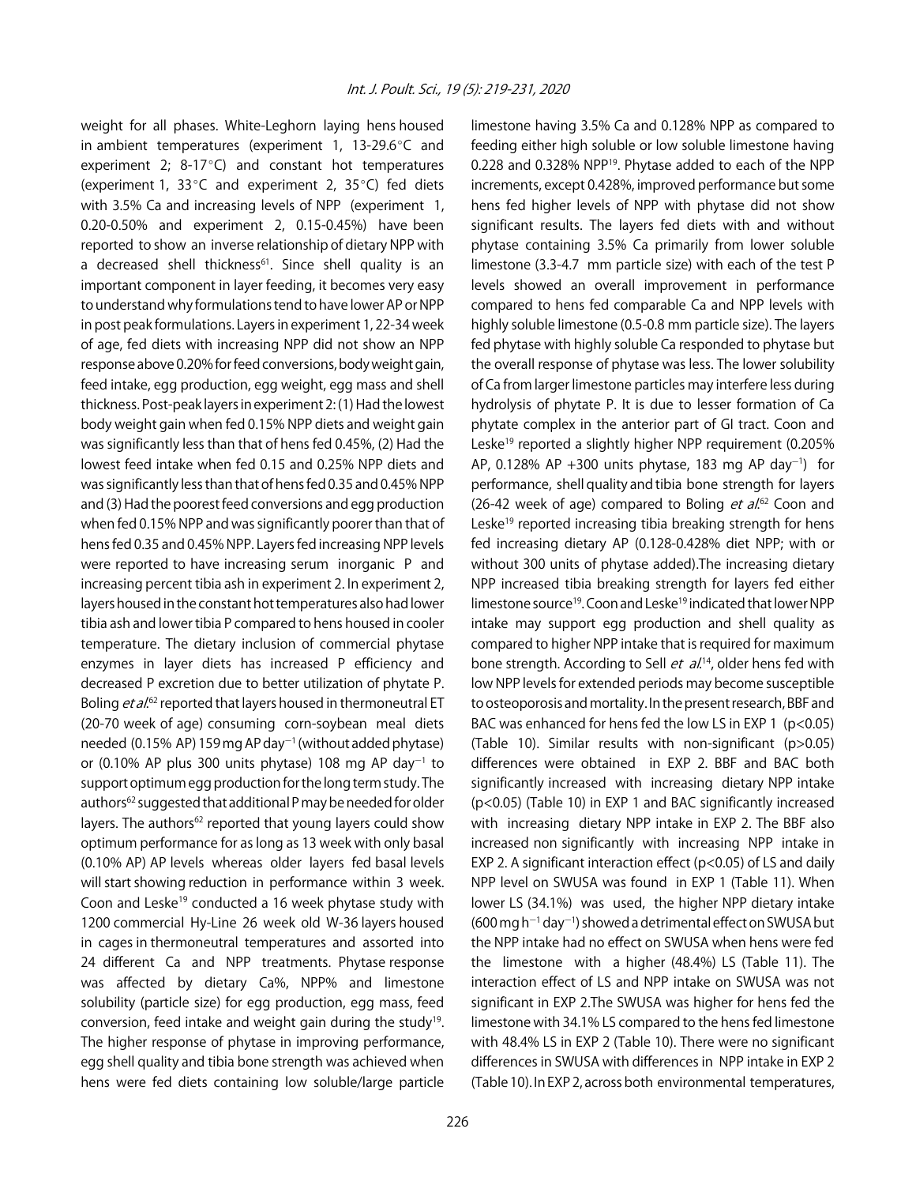weight for all phases. White-Leghorn laying hens housed in ambient temperatures (experiment 1, 13-29.6°C and experiment 2; 8-17°C) and constant hot temperatures (experiment 1, 33°C and experiment 2, 35°C) fed diets with 3.5% Ca and increasing levels of NPP (experiment 1, 0.20-0.50% and experiment 2, 0.15-0.45%) have been reported to show an inverse relationship of dietary NPP with a decreased shell thickness[61]. Since shell quality is an important component in layer feeding, it becomes very easy to understand why formulations tend to have lower AP or NPP in post peak formulations. Layers in experiment 1, 22-34 week of age, fed diets with increasing NPP did not show an NPP response above 0.20% for feed conversions, body weight gain, feed intake, egg production, egg weight, egg mass and shell thickness. Post-peak layers in experiment 2: (1) Had the lowest body weight gain when fed 0.15% NPP diets and weight gain was significantly less than that of hens fed 0.45%, (2) Had the lowest feed intake when fed 0.15 and 0.25% NPP diets and was significantly less than that of hens fed 0.35 and 0.45% NPP and (3) Had the poorest feed conversions and egg production when fed 0.15% NPP and was significantly poorer than that of hens fed 0.35 and 0.45% NPP. Layers fed increasing NPP levels were reported to have increasing serum inorganic P and increasing percent tibia ash in experiment 2. In experiment 2, layers housed in the constant hot temperatures also had lower tibia ash and lower tibia P compared to hens housed in cooler temperature. The dietary inclusion of commercial phytase enzymes in layer diets has increased P efficiency and decreased P excretion due to better utilization of phytate P. Boling *et al.*[62] reported that layers housed in thermoneutral ET (20-70 week of age) consuming corn-soybean meal diets needed (0.15% AP) 159 mg AP $day^{-1}$ (without added phytase) or (0.10% AP plus 300 units phytase) 108 mg AP $day^{-1}$ to support optimum egg production for the long term study. The authors[62] suggested that additional P may be needed for older layers. The authors[62] reported that young layers could show optimum performance for as long as 13 week with only basal (0.10% AP) AP levels whereas older layers fed basal levels will start showing reduction in performance within 3 week. Coon and Leske[19] conducted a 16 week phytase study with 1200 commercial Hy-Line 26 week old W-36 layers housed in cages in thermoneutral temperatures and assorted into 24 different Ca and NPP treatments. Phytase response was affected by dietary Ca%, NPP% and limestone solubility (particle size) for egg production, egg mass, feed conversion, feed intake and weight gain during the study[19]. The higher response of phytase in improving performance, egg shell quality and tibia bone strength was achieved when hens were fed diets containing low soluble/large particle limestone having 3.5% Ca and 0.128% NPP as compared to feeding either high soluble or low soluble limestone having 0.228 and 0.328% NPP[19]. Phytase added to each of the NPP increments, except 0.428%, improved performance but some hens fed higher levels of NPP with phytase did not show significant results. The layers fed diets with and without phytase containing 3.5% Ca primarily from lower soluble limestone (3.3-4.7 mm particle size) with each of the test P levels showed an overall improvement in performance compared to hens fed comparable Ca and NPP levels with highly soluble limestone (0.5-0.8 mm particle size). The layers fed phytase with highly soluble Ca responded to phytase but the overall response of phytase was less. The lower solubility of Ca from larger limestone particles may interfere less during hydrolysis of phytate P. It is due to lesser formation of Ca phytate complex in the anterior part of GI tract. Coon and Leske[19] reported a slightly higher NPP requirement (0.205% AP, 0.128% AP +300 units phytase, 183 mg AP $day^{-1}$) for performance, shell quality and tibia bone strength for layers (26-42 week of age) compared to Boling *et al.*[62] Coon and Leske[19] reported increasing tibia breaking strength for hens fed increasing dietary AP (0.128-0.428% diet NPP; with or without 300 units of phytase added).The increasing dietary NPP increased tibia breaking strength for layers fed either limestone source[19]. Coon and Leske[19] indicated that lower NPP intake may support egg production and shell quality as compared to higher NPP intake that is required for maximum bone strength. According to Sell *et al.*[14], older hens fed with low NPP levels for extended periods may become susceptible to osteoporosis and mortality. In the present research, BBF and BAC was enhanced for hens fed the low LS in EXP 1 ($p<0.05$) (Table 10). Similar results with non-significant ($p>0.05$) differences were obtained in EXP 2. BBF and BAC both significantly increased with increasing dietary NPP intake ($p<0.05$) (Table 10) in EXP 1 and BAC significantly increased with increasing dietary NPP intake in EXP 2. The BBF also increased non significantly with increasing NPP intake in EXP 2. A significant interaction effect ($p<0.05$) of LS and daily NPP level on SWUSA was found in EXP 1 (Table 11). When lower LS (34.1%) was used, the higher NPP dietary intake (600 mg $h^{-1}$ $day^{-1}$) showed a detrimental effect on SWUSA but the NPP intake had no effect on SWUSA when hens were fed the limestone with a higher (48.4%) LS (Table 11). The interaction effect of LS and NPP intake on SWUSA was not significant in EXP 2.The SWUSA was higher for hens fed the limestone with 34.1% LS compared to the hens fed limestone with 48.4% LS in EXP 2 (Table 10). There were no significant differences in SWUSA with differences in NPP intake in EXP 2 (Table 10). In EXP 2, across both environmental temperatures,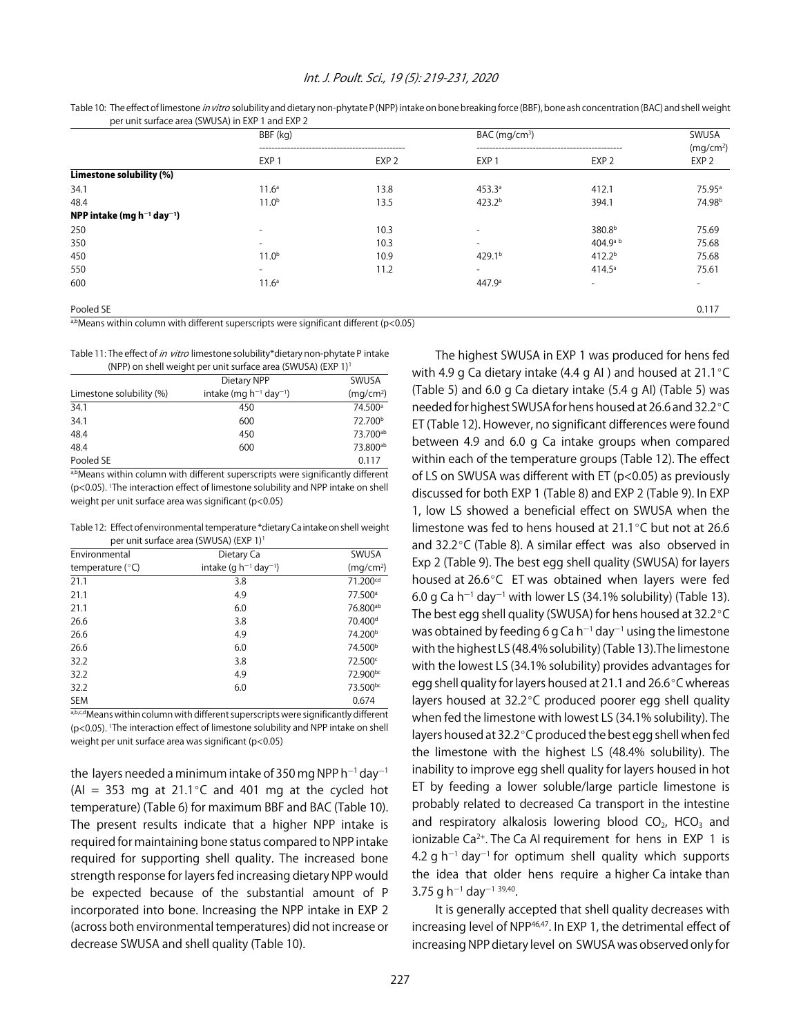Table 10: The effect of limestone *in vitro* solubility and dietary non-phytate P (NPP) intake on bone breaking force (BBF), bone ash concentration (BAC) and shell weight per unit surface area (SWUSA) in EXP 1 and EXP 2

| | BBF (kg) | | BAC (mg/cm$^3$) | | SWUSA (mg/cm$^2$) |
|---|---|---|---|---|---|
| | EXP 1 | EXP 2 | EXP 1 | EXP 2 | EXP 2 |
| **Limestone solubility (%)** | | | | | |
| 34.1 | 11.6$^a$ | 13.8 | 453.3$^a$ | 412.1 | 75.95$^a$ |
| 48.4 | 11.0$^b$ | 13.5 | 423.2$^b$ | 394.1 | 74.98$^b$ |
| **NPP intake (mg h$^{-1}$ day$^{-1}$)** | | | | | |
| 250 | - | 10.3 | - | 380.8$^b$ | 75.69 |
| 350 | - | 10.3 | - | 404.9$^{ab}$ | 75.68 |
| 450 | 11.0$^b$ | 10.9 | 429.1$^b$ | 412.2$^b$ | 75.68 |
| 550 | - | 11.2 | - | 414.5$^a$ | 75.61 |
| 600 | 11.6$^a$ | | 447.9$^a$ | - | - |
| Pooled SE | | | | | 0.117 |

a,bMeans within column with different superscripts were significant different ($p<0.05$)

Table 11: The effect of *in vitro* limestone solubility*dietary non-phytate P intake (NPP) on shell weight per unit surface area (SWUSA) (EXP 1)[1]

| Limestone solubility (%) | Dietary NPP intake (mg h$^{-1}$ day$^{-1}$) | SWUSA (mg/cm$^2$) |
|---|---|---|
| 34.1 | 450 | 74.500$^a$ |
| 34.1 | 600 | 72.700$^b$ |
| 48.4 | 450 | 73.700$^{ab}$ |
| 48.4 | 600 | 73.800$^{ab}$ |
| Pooled SE | | 0.117 |

a,bMeans within column with different superscripts were significantly different ($p<0.05$). [1]The interaction effect of limestone solubility and NPP intake on shell weight per unit surface area was significant ($p<0.05$)

Table 12: Effect of environmental temperature*dietary Ca intake on shell weight per unit surface area (SWUSA) (EXP 1)[1]

| Environmental temperature (°C) | Dietary Ca intake (g h$^{-1}$ day$^{-1}$) | SWUSA (mg/cm$^2$) |
|---|---|---|
| 21.1 | 3.8 | 71.200$^{cd}$ |
| 21.1 | 4.9 | 77.500$^a$ |
| 21.1 | 6.0 | 76.800$^{ab}$ |
| 26.6 | 3.8 | 70.400$^d$ |
| 26.6 | 4.9 | 74.200$^b$ |
| 26.6 | 6.0 | 74.500$^b$ |
| 32.2 | 3.8 | 72.500$^c$ |
| 32.2 | 4.9 | 72.900$^{bc}$ |
| 32.2 | 6.0 | 73.500$^{bc}$ |
| SEM | | 0.674 |

a,b,c,dMeans within column with different superscripts were significantly different ($p<0.05$). [1]The interaction effect of limestone solubility and NPP intake on shell weight per unit surface area was significant ($p<0.05$)

the layers needed a minimum intake of 350 mg NPP h$^{-1}$ day$^{-1}$ (AI = 353 mg at 21.1°C and 401 mg at the cycled hot temperature) (Table 6) for maximum BBF and BAC (Table 10). The present results indicate that a higher NPP intake is required for maintaining bone status compared to NPP intake required for supporting shell quality. The increased bone strength response for layers fed increasing dietary NPP would be expected because of the substantial amount of P incorporated into bone. Increasing the NPP intake in EXP 2 (across both environmental temperatures) did not increase or decrease SWUSA and shell quality (Table 10).

The highest SWUSA in EXP 1 was produced for hens fed with 4.9 g Ca dietary intake (4.4 g AI ) and housed at 21.1°C (Table 5) and 6.0 g Ca dietary intake (5.4 g AI) (Table 5) was needed for highest SWUSA for hens housed at 26.6 and 32.2°C ET (Table 12). However, no significant differences were found between 4.9 and 6.0 g Ca intake groups when compared within each of the temperature groups (Table 12). The effect of LS on SWUSA was different with ET ($p<0.05$) as previously discussed for both EXP 1 (Table 8) and EXP 2 (Table 9). In EXP 1, low LS showed a beneficial effect on SWUSA when the limestone was fed to hens housed at 21.1°C but not at 26.6 and 32.2°C (Table 8). A similar effect was also observed in Exp 2 (Table 9). The best egg shell quality (SWUSA) for layers housed at 26.6°C ET was obtained when layers were fed 6.0 g Ca h$^{-1}$ day$^{-1}$ with lower LS (34.1% solubility) (Table 13). The best egg shell quality (SWUSA) for hens housed at 32.2°C was obtained by feeding 6 g Ca h$^{-1}$ day$^{-1}$ using the limestone with the highest LS (48.4% solubility) (Table 13).The limestone with the lowest LS (34.1% solubility) provides advantages for egg shell quality for layers housed at 21.1 and 26.6°C whereas layers housed at 32.2°C produced poorer egg shell quality when fed the limestone with lowest LS (34.1% solubility). The layers housed at 32.2°C produced the best egg shell when fed the limestone with the highest LS (48.4% solubility). The inability to improve egg shell quality for layers housed in hot ET by feeding a lower soluble/large particle limestone is probably related to decreased Ca transport in the intestine and respiratory alkalosis lowering blood $CO_2$, $HCO_3$ and ionizable $Ca^{2+}$. The Ca AI requirement for hens in EXP 1 is 4.2 g h$^{-1}$ day$^{-1}$ for optimum shell quality which supports the idea that older hens require a higher Ca intake than 3.75 g h$^{-1}$ day$^{-1}$ [39,40].

It is generally accepted that shell quality decreases with increasing level of NPP[46,47]. In EXP 1, the detrimental effect of increasing NPP dietary level on SWUSA was observed only for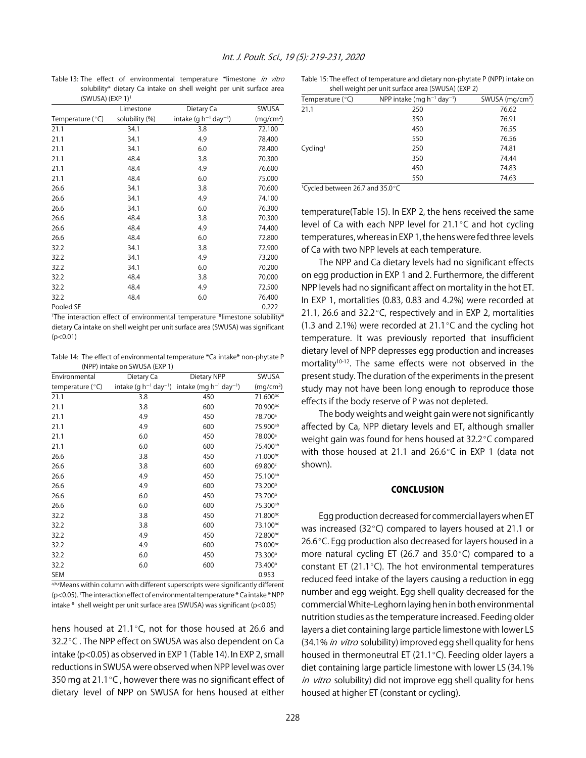Table 13: The effect of environmental temperature *limestone *in vitro* solubility* dietary Ca intake on shell weight per unit surface area (SWUSA) (EXP 1)[1]

| Temperature (°C) | Limestone solubility (%) | Dietary Ca intake ($g\ h^{-1}\ day^{-1}$) | SWUSA ($mg/cm^2$) |
|---|---|---|---|
| 21.1 | 34.1 | 3.8 | 72.100 |
| 21.1 | 34.1 | 4.9 | 78.400 |
| 21.1 | 34.1 | 6.0 | 78.400 |
| 21.1 | 48.4 | 3.8 | 70.300 |
| 21.1 | 48.4 | 4.9 | 76.600 |
| 21.1 | 48.4 | 6.0 | 75.000 |
| 26.6 | 34.1 | 3.8 | 70.600 |
| 26.6 | 34.1 | 4.9 | 74.100 |
| 26.6 | 34.1 | 6.0 | 76.300 |
| 26.6 | 48.4 | 3.8 | 70.300 |
| 26.6 | 48.4 | 4.9 | 74.400 |
| 26.6 | 48.4 | 6.0 | 72.800 |
| 32.2 | 34.1 | 3.8 | 72.900 |
| 32.2 | 34.1 | 4.9 | 73.200 |
| 32.2 | 34.1 | 6.0 | 70.200 |
| 32.2 | 48.4 | 3.8 | 70.000 |
| 32.2 | 48.4 | 4.9 | 72.500 |
| 32.2 | 48.4 | 6.0 | 76.400 |
| Pooled SE | | | 0.222 |

[1]The interaction effect of environmental temperature *limestone solubility* dietary Ca intake on shell weight per unit surface area (SWUSA) was significant ($p<0.01$)

Table 14: The effect of environmental temperature *Ca intake* non-phytate P (NPP) intake on SWUSA (EXP 1)

| Environmental temperature (°C) | Dietary Ca intake ($g\ h^{-1}\ day^{-1}$) | Dietary NPP intake ($mg\ h^{-1}\ day^{-1}$) | SWUSA ($mg/cm^2$) |
|---|---|---|---|
| 21.1 | 3.8 | 450 | 71.600[bc] |
| 21.1 | 3.8 | 600 | 70.900[bc] |
| 21.1 | 4.9 | 450 | 78.700[a] |
| 21.1 | 4.9 | 600 | 75.900[ab] |
| 21.1 | 6.0 | 450 | 78.000[a] |
| 21.1 | 6.0 | 600 | 75.400[ab] |
| 26.6 | 3.8 | 450 | 71.000[bc] |
| 26.6 | 3.8 | 600 | 69.800[c] |
| 26.6 | 4.9 | 450 | 75.100[ab] |
| 26.6 | 4.9 | 600 | 73.200[b] |
| 26.6 | 6.0 | 450 | 73.700[b] |
| 26.6 | 6.0 | 600 | 75.300[ab] |
| 32.2 | 3.8 | 450 | 71.800[bc] |
| 32.2 | 3.8 | 600 | 73.100[bc] |
| 32.2 | 4.9 | 450 | 72.800[bc] |
| 32.2 | 4.9 | 600 | 73.000[bc] |
| 32.2 | 6.0 | 450 | 73.300[b] |
| 32.2 | 6.0 | 600 | 73.400[b] |
| SEM | | | 0.953 |

[a,b,c]Means within column with different superscripts were significantly different ($p<0.05$). [1]The interaction effect of environmental temperature * Ca intake * NPP intake * shell weight per unit surface area (SWUSA) was significant ($p<0.05$)

hens housed at 21.1°C, not for those housed at 26.6 and 32.2°C. The NPP effect on SWUSA was also dependent on Ca intake ($p<0.05$) as observed in EXP 1 (Table 14). In EXP 2, small reductions in SWUSA were observed when NPP level was over 350 mg at 21.1°C, however there was no significant effect of dietary level of NPP on SWUSA for hens housed at either temperature(Table 15). In EXP 2, the hens received the same level of Ca with each NPP level for 21.1°C and hot cycling temperatures, whereas in EXP 1, the hens were fed three levels of Ca with two NPP levels at each temperature.

Table 15: The effect of temperature and dietary non-phytate P (NPP) intake on shell weight per unit surface area (SWUSA) (EXP 2)

| Temperature (°C) | NPP intake ($mg\ h^{-1}\ day^{-1}$) | SWUSA ($mg/cm^2$) |
|---|---|---|
| 21.1 | 250 | 76.62 |
| | 350 | 76.91 |
| | 450 | 76.55 |
| | 550 | 76.56 |
| Cycling[1] | 250 | 74.81 |
| | 350 | 74.44 |
| | 450 | 74.83 |
| | 550 | 74.63 |

[1]Cycled between 26.7 and 35.0°C

The NPP and Ca dietary levels had no significant effects on egg production in EXP 1 and 2. Furthermore, the different NPP levels had no significant affect on mortality in the hot ET. In EXP 1, mortalities (0.83, 0.83 and 4.2%) were recorded at 21.1, 26.6 and 32.2°C, respectively and in EXP 2, mortalities (1.3 and 2.1%) were recorded at 21.1°C and the cycling hot temperature. It was previously reported that insufficient dietary level of NPP depresses egg production and increases mortality[10-12]. The same effects were not observed in the present study. The duration of the experiments in the present study may not have been long enough to reproduce those effects if the body reserve of P was not depleted.

The body weights and weight gain were not significantly affected by Ca, NPP dietary levels and ET, although smaller weight gain was found for hens housed at 32.2°C compared with those housed at 21.1 and 26.6°C in EXP 1 (data not shown).

## CONCLUSION

Egg production decreased for commercial layers when ET was increased (32°C) compared to layers housed at 21.1 or 26.6°C. Egg production also decreased for layers housed in a more natural cycling ET (26.7 and 35.0°C) compared to a constant ET (21.1°C). The hot environmental temperatures reduced feed intake of the layers causing a reduction in egg number and egg weight. Egg shell quality decreased for the commercial White-Leghorn laying hen in both environmental nutrition studies as the temperature increased. Feeding older layers a diet containing large particle limestone with lower LS (34.1% *in vitro* solubility) improved egg shell quality for hens housed in thermoneutral ET (21.1°C). Feeding older layers a diet containing large particle limestone with lower LS (34.1% *in vitro* solubility) did not improve egg shell quality for hens housed at higher ET (constant or cycling).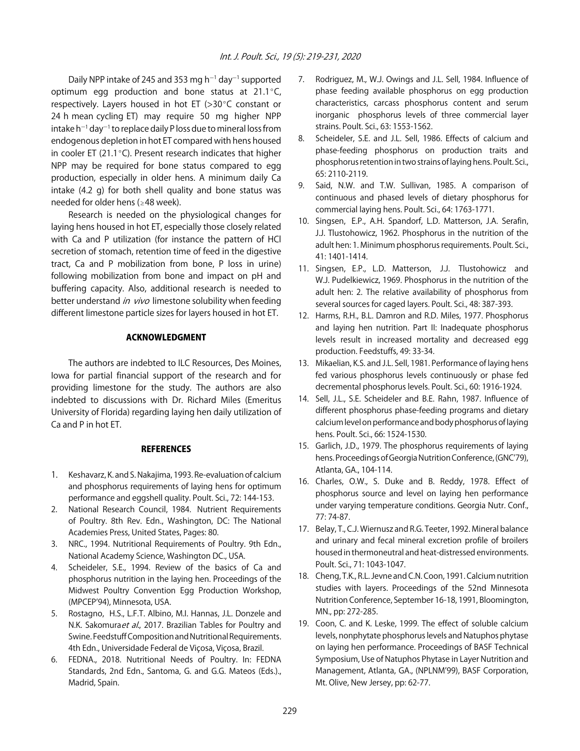Daily NPP intake of 245 and 353 mg $h^{-1}$ $day^{-1}$ supported optimum egg production and bone status at 21.1°C, respectively. Layers housed in hot ET (>30°C constant or 24 h mean cycling ET) may require 50 mg higher NPP intake $h^{-1}$ $day^{-1}$ to replace daily P loss due to mineral loss from endogenous depletion in hot ET compared with hens housed in cooler ET (21.1°C). Present research indicates that higher NPP may be required for bone status compared to egg production, especially in older hens. A minimum daily Ca intake (4.2 g) for both shell quality and bone status was needed for older hens (≥48 week).

Research is needed on the physiological changes for laying hens housed in hot ET, especially those closely related with Ca and P utilization (for instance the pattern of HCl secretion of stomach, retention time of feed in the digestive tract, Ca and P mobilization from bone, P loss in urine) following mobilization from bone and impact on pH and buffering capacity. Also, additional research is needed to better understand *in vivo* limestone solubility when feeding different limestone particle sizes for layers housed in hot ET.

## ACKNOWLEDGMENT

The authors are indebted to ILC Resources, Des Moines, Iowa for partial financial support of the research and for providing limestone for the study. The authors are also indebted to discussions with Dr. Richard Miles (Emeritus University of Florida) regarding laying hen daily utilization of Ca and P in hot ET.

## REFERENCES

1. Keshavarz, K. and S. Nakajima, 1993. Re-evaluation of calcium and phosphorus requirements of laying hens for optimum performance and eggshell quality. Poult. Sci., 72: 144-153.
2. National Research Council, 1984. Nutrient Requirements of Poultry. 8th Rev. Edn., Washington, DC: The National Academies Press, United States, Pages: 80.
3. NRC., 1994. Nutritional Requirements of Poultry. 9th Edn., National Academy Science, Washington DC., USA.
4. Scheideler, S.E., 1994. Review of the basics of Ca and phosphorus nutrition in the laying hen. Proceedings of the Midwest Poultry Convention Egg Production Workshop, (MPCEP'94), Minnesota, USA.
5. Rostagno, H.S., L.F.T. Albino, M.I. Hannas, J.L. Donzele and N.K. Sakomura*et al*., 2017. Brazilian Tables for Poultry and Swine. Feedstuff Composition and Nutritional Requirements. 4th Edn., Universidade Federal de Viçosa, Viçosa, Brazil.
6. FEDNA., 2018. Nutritional Needs of Poultry. In: FEDNA Standards, 2nd Edn., Santoma, G. and G.G. Mateos (Eds.)., Madrid, Spain.
7. Rodriguez, M., W.J. Owings and J.L. Sell, 1984. Influence of phase feeding available phosphorus on egg production characteristics, carcass phosphorus content and serum inorganic phosphorus levels of three commercial layer strains. Poult. Sci., 63: 1553-1562.
8. Scheideler, S.E. and J.L. Sell, 1986. Effects of calcium and phase-feeding phosphorus on production traits and phosphorus retention in two strains of laying hens. Poult. Sci., 65: 2110-2119.
9. Said, N.W. and T.W. Sullivan, 1985. A comparison of continuous and phased levels of dietary phosphorus for commercial laying hens. Poult. Sci., 64: 1763-1771.
10. Singsen, E.P., A.H. Spandorf, L.D. Matterson, J.A. Serafin, J.J. Tlustohowicz, 1962. Phosphorus in the nutrition of the adult hen: 1. Minimum phosphorus requirements. Poult. Sci., 41: 1401-1414.
11. Singsen, E.P., L.D. Matterson, J.J. Tlustohowicz and W.J. Pudelkiewicz, 1969. Phosphorus in the nutrition of the adult hen: 2. The relative availability of phosphorus from several sources for caged layers. Poult. Sci., 48: 387-393.
12. Harms, R.H., B.L. Damron and R.D. Miles, 1977. Phosphorus and laying hen nutrition. Part II: Inadequate phosphorus levels result in increased mortality and decreased egg production. Feedstuffs, 49: 33-34.
13. Mikaelian, K.S. and J.L. Sell, 1981. Performance of laying hens fed various phosphorus levels continuously or phase fed decremental phosphorus levels. Poult. Sci., 60: 1916-1924.
14. Sell, J.L., S.E. Scheideler and B.E. Rahn, 1987. Influence of different phosphorus phase-feeding programs and dietary calcium level on performance and body phosphorus of laying hens. Poult. Sci., 66: 1524-1530.
15. Garlich, J.D., 1979. The phosphorus requirements of laying hens. Proceedings of Georgia Nutrition Conference, (GNC'79), Atlanta, GA., 104-114.
16. Charles, O.W., S. Duke and B. Reddy, 1978. Effect of phosphorus source and level on laying hen performance under varying temperature conditions. Georgia Nutr. Conf., 77: 74-87.
17. Belay, T., C.J. Wiernusz and R.G. Teeter, 1992. Mineral balance and urinary and fecal mineral excretion profile of broilers housed in thermoneutral and heat-distressed environments. Poult. Sci., 71: 1043-1047.
18. Cheng, T.K., R.L. Jevne and C.N. Coon, 1991. Calcium nutrition studies with layers. Proceedings of the 52nd Minnesota Nutrition Conference, September 16-18, 1991, Bloomington, MN., pp: 272-285.
19. Coon, C. and K. Leske, 1999. The effect of soluble calcium levels, nonphytate phosphorus levels and Natuphos phytase on laying hen performance. Proceedings of BASF Technical Symposium, Use of Natuphos Phytase in Layer Nutrition and Management, Atlanta, GA., (NPLNM'99), BASF Corporation, Mt. Olive, New Jersey, pp: 62-77.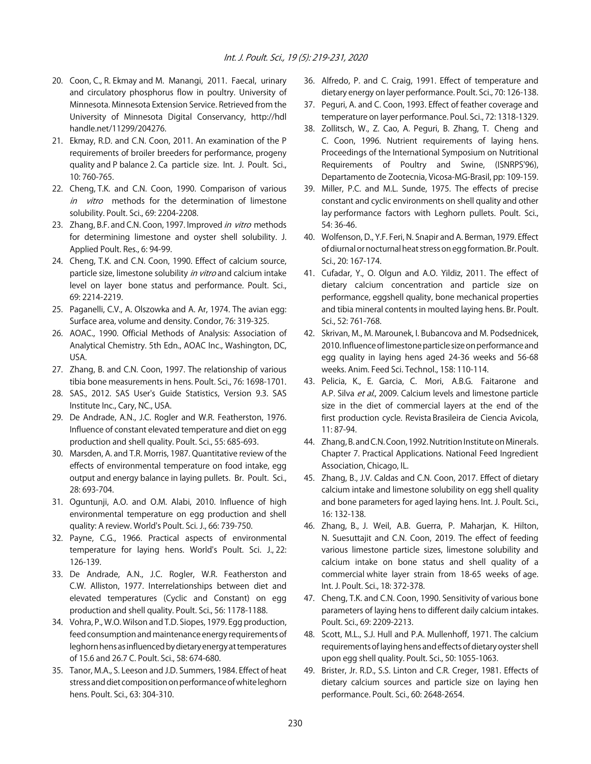20. Coon, C., R. Ekmay and M. Manangi, 2011. Faecal, urinary and circulatory phosphorus flow in poultry. University of Minnesota. Minnesota Extension Service. Retrieved from the University of Minnesota Digital Conservancy, http://hdl handle.net/11299/204276.
21. Ekmay, R.D. and C.N. Coon, 2011. An examination of the P requirements of broiler breeders for performance, progeny quality and P balance 2. Ca particle size. Int. J. Poult. Sci., 10: 760-765.
22. Cheng, T.K. and C.N. Coon, 1990. Comparison of various *in vitro* methods for the determination of limestone solubility. Poult. Sci., 69: 2204-2208.
23. Zhang, B.F. and C.N. Coon, 1997. Improved *in vitro* methods for determining limestone and oyster shell solubility. J. Applied Poult. Res., 6: 94-99.
24. Cheng, T.K. and C.N. Coon, 1990. Effect of calcium source, particle size, limestone solubility *in vitro* and calcium intake level on layer bone status and performance. Poult. Sci., 69: 2214-2219.
25. Paganelli, C.V., A. Olszowka and A. Ar, 1974. The avian egg: Surface area, volume and density. Condor, 76: 319-325.
26. AOAC., 1990. Official Methods of Analysis: Association of Analytical Chemistry. 5th Edn., AOAC Inc., Washington, DC, USA.
27. Zhang, B. and C.N. Coon, 1997. The relationship of various tibia bone measurements in hens. Poult. Sci., 76: 1698-1701.
28. SAS., 2012. SAS User's Guide Statistics, Version 9.3. SAS Institute Inc., Cary, NC., USA.
29. De Andrade, A.N., J.C. Rogler and W.R. Featherston, 1976. Influence of constant elevated temperature and diet on egg production and shell quality. Poult. Sci., 55: 685-693.
30. Marsden, A. and T.R. Morris, 1987. Quantitative review of the effects of environmental temperature on food intake, egg output and energy balance in laying pullets. Br. Poult. Sci., 28: 693-704.
31. Oguntunji, A.O. and O.M. Alabi, 2010. Influence of high environmental temperature on egg production and shell quality: A review. World's Poult. Sci. J., 66: 739-750.
32. Payne, C.G., 1966. Practical aspects of environmental temperature for laying hens. World's Poult. Sci. J., 22: 126-139.
33. De Andrade, A.N., J.C. Rogler, W.R. Featherston and C.W. Alliston, 1977. Interrelationships between diet and elevated temperatures (Cyclic and Constant) on egg production and shell quality. Poult. Sci., 56: 1178-1188.
34. Vohra, P., W.O. Wilson and T.D. Siopes, 1979. Egg production, feed consumption and maintenance energy requirements of leghorn hens as influenced by dietary energy at temperatures of 15.6 and 26.7 C. Poult. Sci., 58: 674-680.
35. Tanor, M.A., S. Leeson and J.D. Summers, 1984. Effect of heat stress and diet composition on performance of white leghorn hens. Poult. Sci., 63: 304-310.
36. Alfredo, P. and C. Craig, 1991. Effect of temperature and dietary energy on layer performance. Poult. Sci., 70: 126-138.
37. Peguri, A. and C. Coon, 1993. Effect of feather coverage and temperature on layer performance. Poul. Sci., 72: 1318-1329.
38. Zollitsch, W., Z. Cao, A. Peguri, B. Zhang, T. Cheng and C. Coon, 1996. Nutrient requirements of laying hens. Proceedings of the International Symposium on Nutritional Requirements of Poultry and Swine, (ISNRPS'96), Departamento de Zootecnia, Vicosa-MG-Brasil, pp: 109-159.
39. Miller, P.C. and M.L. Sunde, 1975. The effects of precise constant and cyclic environments on shell quality and other lay performance factors with Leghorn pullets. Poult. Sci., 54: 36-46.
40. Wolfenson, D., Y.F. Feri, N. Snapir and A. Berman, 1979. Effect of diurnal or nocturnal heat stress on egg formation. Br. Poult. Sci., 20: 167-174.
41. Cufadar, Y., O. Olgun and A.O. Yildiz, 2011. The effect of dietary calcium concentration and particle size on performance, eggshell quality, bone mechanical properties and tibia mineral contents in moulted laying hens. Br. Poult. Sci., 52: 761-768.
42. Skrivan, M., M. Marounek, I. Bubancova and M. Podsednicek, 2010. Influence of limestone particle size on performance and egg quality in laying hens aged 24-36 weeks and 56-68 weeks. Anim. Feed Sci. Technol., 158: 110-114.
43. Pelicia, K., E. Garcia, C. Mori, A.B.G. Faitarone and A.P. Silva *et al*., 2009. Calcium levels and limestone particle size in the diet of commercial layers at the end of the first production cycle. Revista Brasileira de Ciencia Avicola, 11: 87-94.
44. Zhang, B. and C.N. Coon, 1992. Nutrition Institute on Minerals. Chapter 7. Practical Applications. National Feed Ingredient Association, Chicago, IL.
45. Zhang, B., J.V. Caldas and C.N. Coon, 2017. Effect of dietary calcium intake and limestone solubility on egg shell quality and bone parameters for aged laying hens. Int. J. Poult. Sci., 16: 132-138.
46. Zhang, B., J. Weil, A.B. Guerra, P. Maharjan, K. Hilton, N. Suesuttajit and C.N. Coon, 2019. The effect of feeding various limestone particle sizes, limestone solubility and calcium intake on bone status and shell quality of a commercial white layer strain from 18-65 weeks of age. Int. J. Poult. Sci., 18: 372-378.
47. Cheng, T.K. and C.N. Coon, 1990. Sensitivity of various bone parameters of laying hens to different daily calcium intakes. Poult. Sci., 69: 2209-2213.
48. Scott, M.L., S.J. Hull and P.A. Mullenhoff, 1971. The calcium requirements of laying hens and effects of dietary oyster shell upon egg shell quality. Poult. Sci., 50: 1055-1063.
49. Brister, Jr. R.D., S.S. Linton and C.R. Creger, 1981. Effects of dietary calcium sources and particle size on laying hen performance. Poult. Sci., 60: 2648-2654.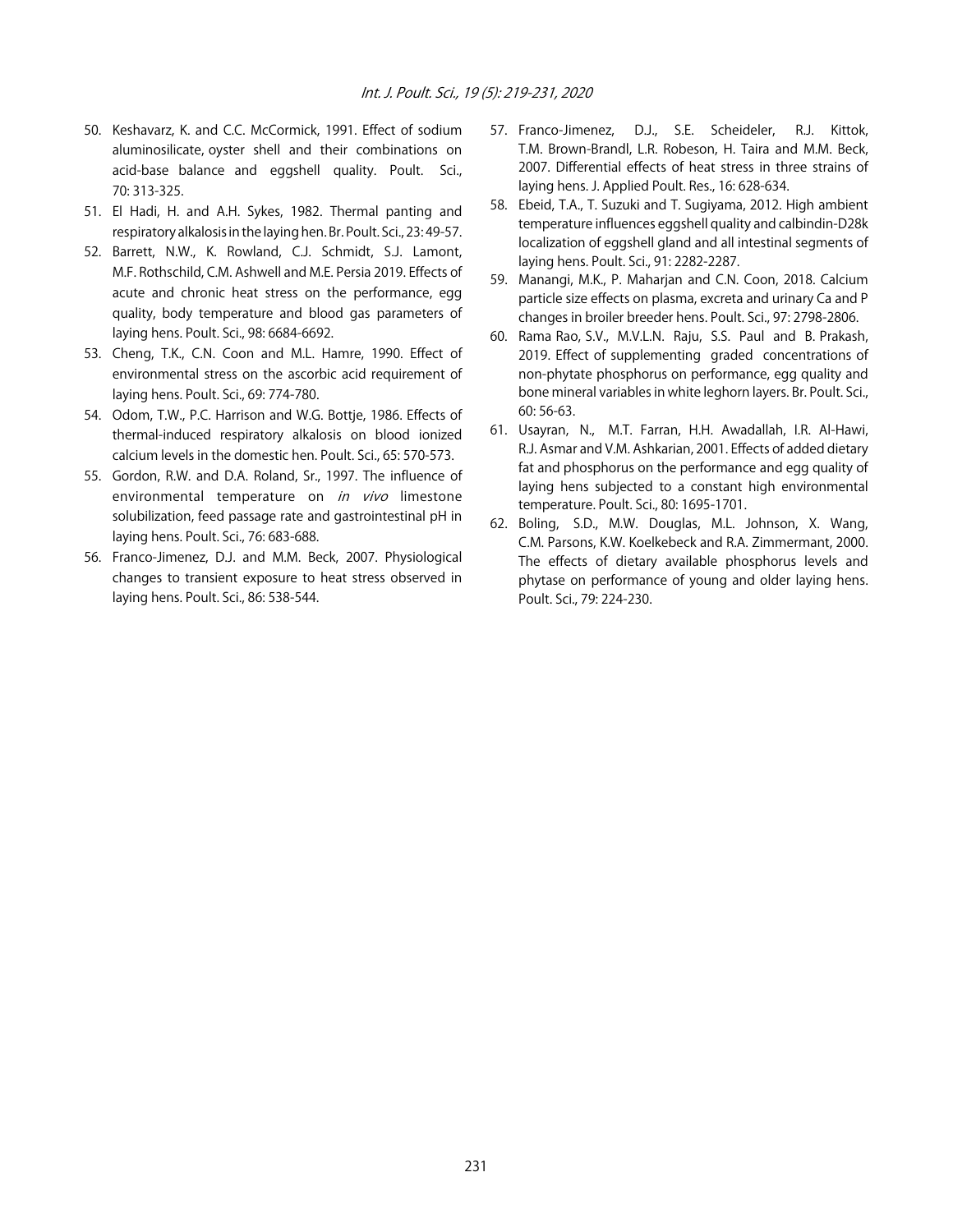50. Keshavarz, K. and C.C. McCormick, 1991. Effect of sodium aluminosilicate, oyster shell and their combinations on acid-base balance and eggshell quality. Poult. Sci., 70: 313-325.
51. El Hadi, H. and A.H. Sykes, 1982. Thermal panting and respiratory alkalosis in the laying hen. Br. Poult. Sci., 23: 49-57.
52. Barrett, N.W., K. Rowland, C.J. Schmidt, S.J. Lamont, M.F. Rothschild, C.M. Ashwell and M.E. Persia 2019. Effects of acute and chronic heat stress on the performance, egg quality, body temperature and blood gas parameters of laying hens. Poult. Sci., 98: 6684-6692.
53. Cheng, T.K., C.N. Coon and M.L. Hamre, 1990. Effect of environmental stress on the ascorbic acid requirement of laying hens. Poult. Sci., 69: 774-780.
54. Odom, T.W., P.C. Harrison and W.G. Bottje, 1986. Effects of thermal-induced respiratory alkalosis on blood ionized calcium levels in the domestic hen. Poult. Sci., 65: 570-573.
55. Gordon, R.W. and D.A. Roland, Sr., 1997. The influence of environmental temperature on *in vivo* limestone solubilization, feed passage rate and gastrointestinal pH in laying hens. Poult. Sci., 76: 683-688.
56. Franco-Jimenez, D.J. and M.M. Beck, 2007. Physiological changes to transient exposure to heat stress observed in laying hens. Poult. Sci., 86: 538-544.
57. Franco-Jimenez, D.J., S.E. Scheideler, R.J. Kittok, T.M. Brown-Brandl, L.R. Robeson, H. Taira and M.M. Beck, 2007. Differential effects of heat stress in three strains of laying hens. J. Applied Poult. Res., 16: 628-634.
58. Ebeid, T.A., T. Suzuki and T. Sugiyama, 2012. High ambient temperature influences eggshell quality and calbindin-D28k localization of eggshell gland and all intestinal segments of laying hens. Poult. Sci., 91: 2282-2287.
59. Manangi, M.K., P. Maharjan and C.N. Coon, 2018. Calcium particle size effects on plasma, excreta and urinary Ca and P changes in broiler breeder hens. Poult. Sci., 97: 2798-2806.
60. Rama Rao, S.V., M.V.L.N. Raju, S.S. Paul and B. Prakash, 2019. Effect of supplementing graded concentrations of non-phytate phosphorus on performance, egg quality and bone mineral variables in white leghorn layers. Br. Poult. Sci., 60: 56-63.
61. Usayran, N., M.T. Farran, H.H. Awadallah, I.R. Al-Hawi, R.J. Asmar and V.M. Ashkarian, 2001. Effects of added dietary fat and phosphorus on the performance and egg quality of laying hens subjected to a constant high environmental temperature. Poult. Sci., 80: 1695-1701.
62. Boling, S.D., M.W. Douglas, M.L. Johnson, X. Wang, C.M. Parsons, K.W. Koelkebeck and R.A. Zimmermant, 2000. The effects of dietary available phosphorus levels and phytase on performance of young and older laying hens. Poult. Sci., 79: 224-230.